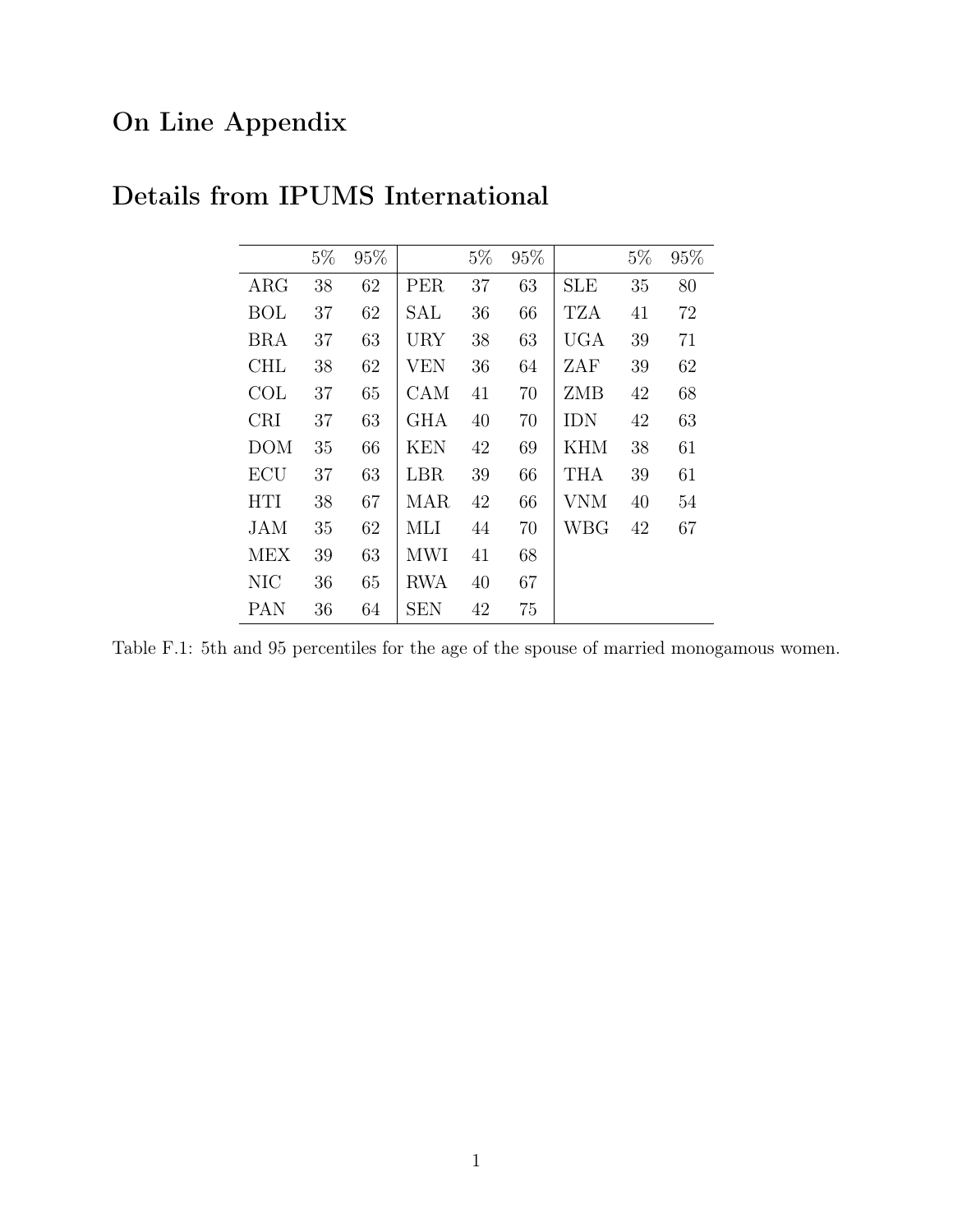# On Line Appendix

# Details from IPUMS International

| | 5% | 95% | | 5% | 95% | | 5% | 95% |
|---|---|---|---|---|---|---|---|---|
| ARG | 38 | 62 | PER | 37 | 63 | SLE | 35 | 80 |
| BOL | 37 | 62 | SAL | 36 | 66 | TZA | 41 | 72 |
| BRA | 37 | 63 | URY | 38 | 63 | UGA | 39 | 71 |
| CHL | 38 | 62 | VEN | 36 | 64 | ZAF | 39 | 62 |
| COL | 37 | 65 | CAM | 41 | 70 | ZMB | 42 | 68 |
| CRI | 37 | 63 | GHA | 40 | 70 | IDN | 42 | 63 |
| DOM | 35 | 66 | KEN | 42 | 69 | KHM | 38 | 61 |
| ECU | 37 | 63 | LBR | 39 | 66 | THA | 39 | 61 |
| HTI | 38 | 67 | MAR | 42 | 66 | VNM | 40 | 54 |
| JAM | 35 | 62 | MLI | 44 | 70 | WBG | 42 | 67 |
| MEX | 39 | 63 | MWI | 41 | 68 | | | |
| NIC | 36 | 65 | RWA | 40 | 67 | | | |
| PAN | 36 | 64 | SEN | 42 | 75 | | | |

Table F.1: 5th and 95 percentiles for the age of the spouse of married monogamous women.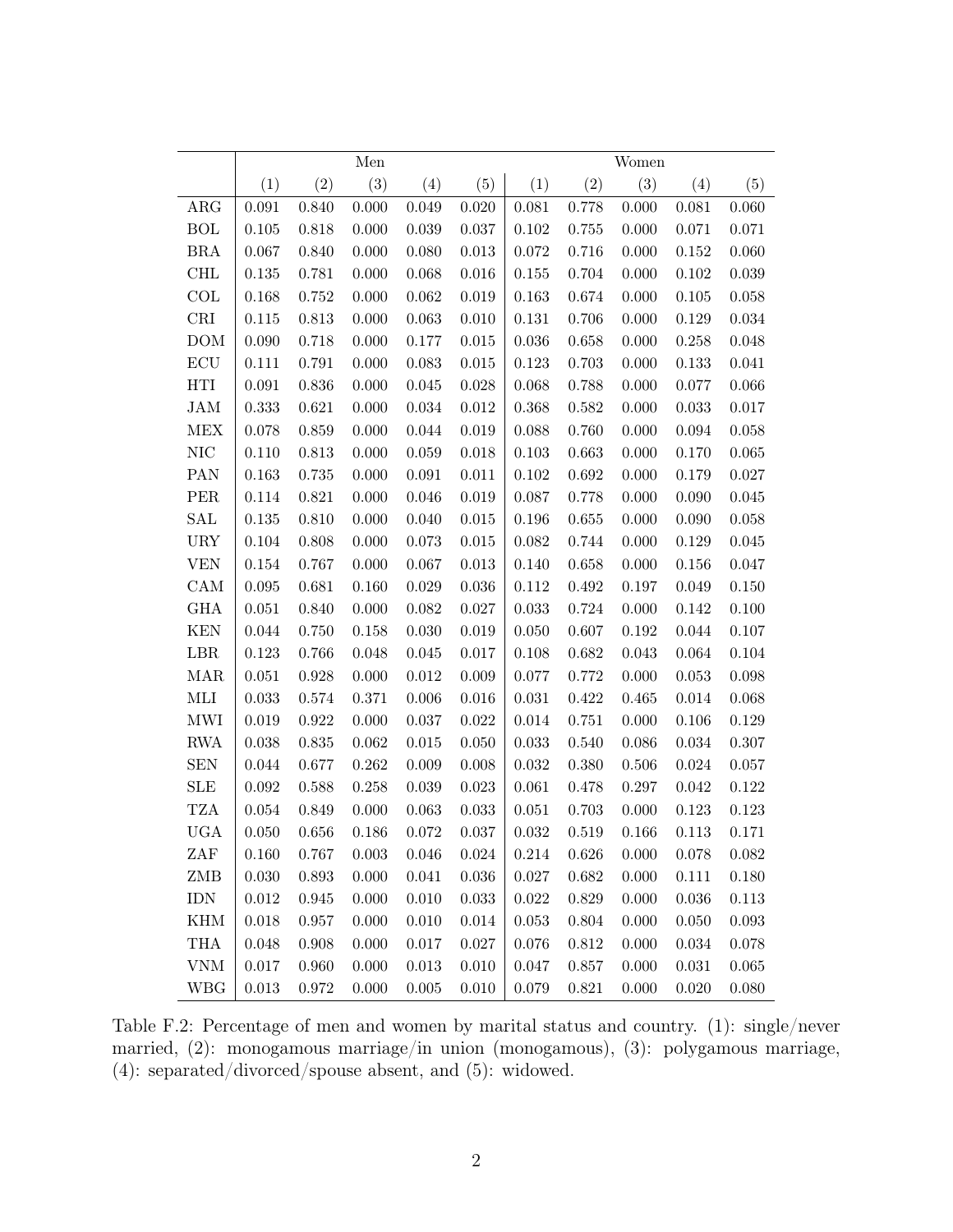| | Men | | | | | Women | | | | |
|---|---|---|---|---|---|---|---|---|---|---|
| | (1) | (2) | (3) | (4) | (5) | (1) | (2) | (3) | (4) | (5) |
| ARG | 0.091 | 0.840 | 0.000 | 0.049 | 0.020 | 0.081 | 0.778 | 0.000 | 0.081 | 0.060 |
| BOL | 0.105 | 0.818 | 0.000 | 0.039 | 0.037 | 0.102 | 0.755 | 0.000 | 0.071 | 0.071 |
| BRA | 0.067 | 0.840 | 0.000 | 0.080 | 0.013 | 0.072 | 0.716 | 0.000 | 0.152 | 0.060 |
| CHL | 0.135 | 0.781 | 0.000 | 0.068 | 0.016 | 0.155 | 0.704 | 0.000 | 0.102 | 0.039 |
| COL | 0.168 | 0.752 | 0.000 | 0.062 | 0.019 | 0.163 | 0.674 | 0.000 | 0.105 | 0.058 |
| CRI | 0.115 | 0.813 | 0.000 | 0.063 | 0.010 | 0.131 | 0.706 | 0.000 | 0.129 | 0.034 |
| DOM | 0.090 | 0.718 | 0.000 | 0.177 | 0.015 | 0.036 | 0.658 | 0.000 | 0.258 | 0.048 |
| ECU | 0.111 | 0.791 | 0.000 | 0.083 | 0.015 | 0.123 | 0.703 | 0.000 | 0.133 | 0.041 |
| HTI | 0.091 | 0.836 | 0.000 | 0.045 | 0.028 | 0.068 | 0.788 | 0.000 | 0.077 | 0.066 |
| JAM | 0.333 | 0.621 | 0.000 | 0.034 | 0.012 | 0.368 | 0.582 | 0.000 | 0.033 | 0.017 |
| MEX | 0.078 | 0.859 | 0.000 | 0.044 | 0.019 | 0.088 | 0.760 | 0.000 | 0.094 | 0.058 |
| NIC | 0.110 | 0.813 | 0.000 | 0.059 | 0.018 | 0.103 | 0.663 | 0.000 | 0.170 | 0.065 |
| PAN | 0.163 | 0.735 | 0.000 | 0.091 | 0.011 | 0.102 | 0.692 | 0.000 | 0.179 | 0.027 |
| PER | 0.114 | 0.821 | 0.000 | 0.046 | 0.019 | 0.087 | 0.778 | 0.000 | 0.090 | 0.045 |
| SAL | 0.135 | 0.810 | 0.000 | 0.040 | 0.015 | 0.196 | 0.655 | 0.000 | 0.090 | 0.058 |
| URY | 0.104 | 0.808 | 0.000 | 0.073 | 0.015 | 0.082 | 0.744 | 0.000 | 0.129 | 0.045 |
| VEN | 0.154 | 0.767 | 0.000 | 0.067 | 0.013 | 0.140 | 0.658 | 0.000 | 0.156 | 0.047 |
| CAM | 0.095 | 0.681 | 0.160 | 0.029 | 0.036 | 0.112 | 0.492 | 0.197 | 0.049 | 0.150 |
| GHA | 0.051 | 0.840 | 0.000 | 0.082 | 0.027 | 0.033 | 0.724 | 0.000 | 0.142 | 0.100 |
| KEN | 0.044 | 0.750 | 0.158 | 0.030 | 0.019 | 0.050 | 0.607 | 0.192 | 0.044 | 0.107 |
| LBR | 0.123 | 0.766 | 0.048 | 0.045 | 0.017 | 0.108 | 0.682 | 0.043 | 0.064 | 0.104 |
| MAR | 0.051 | 0.928 | 0.000 | 0.012 | 0.009 | 0.077 | 0.772 | 0.000 | 0.053 | 0.098 |
| MLI | 0.033 | 0.574 | 0.371 | 0.006 | 0.016 | 0.031 | 0.422 | 0.465 | 0.014 | 0.068 |
| MWI | 0.019 | 0.922 | 0.000 | 0.037 | 0.022 | 0.014 | 0.751 | 0.000 | 0.106 | 0.129 |
| RWA | 0.038 | 0.835 | 0.062 | 0.015 | 0.050 | 0.033 | 0.540 | 0.086 | 0.034 | 0.307 |
| SEN | 0.044 | 0.677 | 0.262 | 0.009 | 0.008 | 0.032 | 0.380 | 0.506 | 0.024 | 0.057 |
| SLE | 0.092 | 0.588 | 0.258 | 0.039 | 0.023 | 0.061 | 0.478 | 0.297 | 0.042 | 0.122 |
| TZA | 0.054 | 0.849 | 0.000 | 0.063 | 0.033 | 0.051 | 0.703 | 0.000 | 0.123 | 0.123 |
| UGA | 0.050 | 0.656 | 0.186 | 0.072 | 0.037 | 0.032 | 0.519 | 0.166 | 0.113 | 0.171 |
| ZAF | 0.160 | 0.767 | 0.003 | 0.046 | 0.024 | 0.214 | 0.626 | 0.000 | 0.078 | 0.082 |
| ZMB | 0.030 | 0.893 | 0.000 | 0.041 | 0.036 | 0.027 | 0.682 | 0.000 | 0.111 | 0.180 |
| IDN | 0.012 | 0.945 | 0.000 | 0.010 | 0.033 | 0.022 | 0.829 | 0.000 | 0.036 | 0.113 |
| KHM | 0.018 | 0.957 | 0.000 | 0.010 | 0.014 | 0.053 | 0.804 | 0.000 | 0.050 | 0.093 |
| THA | 0.048 | 0.908 | 0.000 | 0.017 | 0.027 | 0.076 | 0.812 | 0.000 | 0.034 | 0.078 |
| VNM | 0.017 | 0.960 | 0.000 | 0.013 | 0.010 | 0.047 | 0.857 | 0.000 | 0.031 | 0.065 |
| WBG | 0.013 | 0.972 | 0.000 | 0.005 | 0.010 | 0.079 | 0.821 | 0.000 | 0.020 | 0.080 |

Table F.2: Percentage of men and women by marital status and country. (1): single/never married, (2): monogamous marriage/in union (monogamous), (3): polygamous marriage, (4): separated/divorced/spouse absent, and (5): widowed.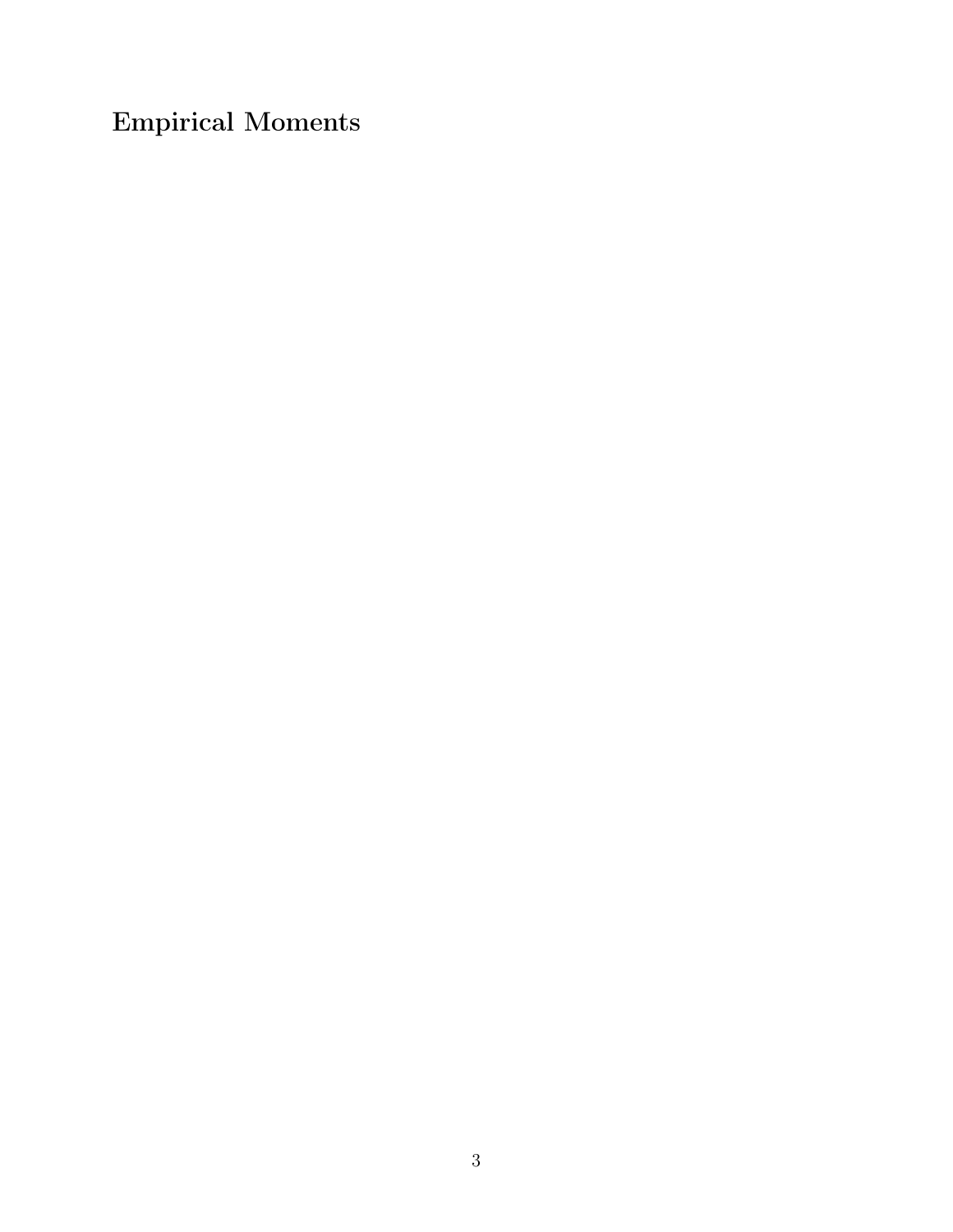## Empirical Moments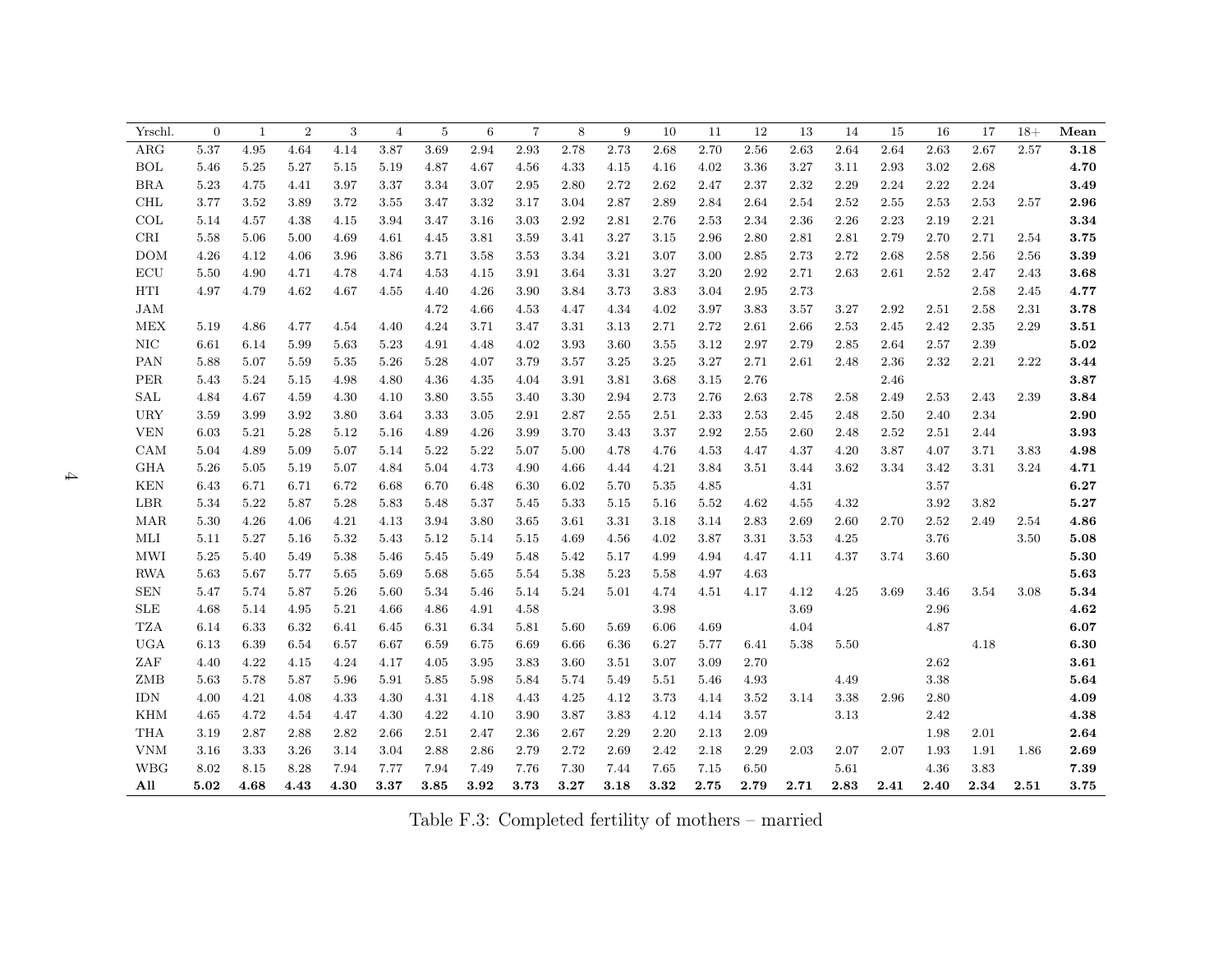| Yrschl. | 0 | 1 | 2 | 3 | 4 | 5 | 6 | 7 | 8 | 9 | 10 | 11 | 12 | 13 | 14 | 15 | 16 | 17 | 18+ | **Mean** |
|---|---|---|---|---|---|---|---|---|---|---|---|---|---|---|---|---|---|---|---|---|
| ARG | 5.37 | 4.95 | 4.64 | 4.14 | 3.87 | 3.69 | 2.94 | 2.93 | 2.78 | 2.73 | 2.68 | 2.70 | 2.56 | 2.63 | 2.64 | 2.64 | 2.63 | 2.67 | 2.57 | **3.18** |
| BOL | 5.46 | 5.25 | 5.27 | 5.15 | 5.19 | 4.87 | 4.67 | 4.56 | 4.33 | 4.15 | 4.16 | 4.02 | 3.36 | 3.27 | 3.11 | 2.93 | 3.02 | 2.68 | | **4.70** |
| BRA | 5.23 | 4.75 | 4.41 | 3.97 | 3.37 | 3.34 | 3.07 | 2.95 | 2.80 | 2.72 | 2.62 | 2.47 | 2.37 | 2.32 | 2.29 | 2.24 | 2.22 | 2.24 | | **3.49** |
| CHL | 3.77 | 3.52 | 3.89 | 3.72 | 3.55 | 3.47 | 3.32 | 3.17 | 3.04 | 2.87 | 2.89 | 2.84 | 2.64 | 2.54 | 2.52 | 2.55 | 2.53 | 2.53 | 2.57 | **2.96** |
| COL | 5.14 | 4.57 | 4.38 | 4.15 | 3.94 | 3.47 | 3.16 | 3.03 | 2.92 | 2.81 | 2.76 | 2.53 | 2.34 | 2.36 | 2.26 | 2.23 | 2.19 | 2.21 | | **3.34** |
| CRI | 5.58 | 5.06 | 5.00 | 4.69 | 4.61 | 4.45 | 3.81 | 3.59 | 3.41 | 3.27 | 3.15 | 2.96 | 2.80 | 2.81 | 2.81 | 2.79 | 2.70 | 2.71 | 2.54 | **3.75** |
| DOM | 4.26 | 4.12 | 4.06 | 3.96 | 3.86 | 3.71 | 3.58 | 3.53 | 3.34 | 3.21 | 3.07 | 3.00 | 2.85 | 2.73 | 2.72 | 2.68 | 2.58 | 2.56 | 2.56 | **3.39** |
| ECU | 5.50 | 4.90 | 4.71 | 4.78 | 4.74 | 4.53 | 4.15 | 3.91 | 3.64 | 3.31 | 3.27 | 3.20 | 2.92 | 2.71 | 2.63 | 2.61 | 2.52 | 2.47 | 2.43 | **3.68** |
| HTI | 4.97 | 4.79 | 4.62 | 4.67 | 4.55 | 4.40 | 4.26 | 3.90 | 3.84 | 3.73 | 3.83 | 3.04 | 2.95 | 2.73 | | | | 2.58 | 2.45 | **4.77** |
| JAM | | | | | | 4.72 | 4.66 | 4.53 | 4.47 | 4.34 | 4.02 | 3.97 | 3.83 | 3.57 | 3.27 | 2.92 | 2.51 | 2.58 | 2.31 | **3.78** |
| MEX | 5.19 | 4.86 | 4.77 | 4.54 | 4.40 | 4.24 | 3.71 | 3.47 | 3.31 | 3.13 | 2.71 | 2.72 | 2.61 | 2.66 | 2.53 | 2.45 | 2.42 | 2.35 | 2.29 | **3.51** |
| NIC | 6.61 | 6.14 | 5.99 | 5.63 | 5.23 | 4.91 | 4.48 | 4.02 | 3.93 | 3.60 | 3.55 | 3.12 | 2.97 | 2.79 | 2.85 | 2.64 | 2.57 | 2.39 | | **5.02** |
| PAN | 5.88 | 5.07 | 5.59 | 5.35 | 5.26 | 5.28 | 4.07 | 3.79 | 3.57 | 3.25 | 3.25 | 3.27 | 2.71 | 2.61 | 2.48 | 2.36 | 2.32 | 2.21 | 2.22 | **3.44** |
| PER | 5.43 | 5.24 | 5.15 | 4.98 | 4.80 | 4.36 | 4.35 | 4.04 | 3.91 | 3.81 | 3.68 | 3.15 | 2.76 | | | 2.46 | | | | **3.87** |
| SAL | 4.84 | 4.67 | 4.59 | 4.30 | 4.10 | 3.80 | 3.55 | 3.40 | 3.30 | 2.94 | 2.73 | 2.76 | 2.63 | 2.78 | 2.58 | 2.49 | 2.53 | 2.43 | 2.39 | **3.84** |
| URY | 3.59 | 3.99 | 3.92 | 3.80 | 3.64 | 3.33 | 3.05 | 2.91 | 2.87 | 2.55 | 2.51 | 2.33 | 2.53 | 2.45 | 2.48 | 2.50 | 2.40 | 2.34 | | **2.90** |
| VEN | 6.03 | 5.21 | 5.28 | 5.12 | 5.16 | 4.89 | 4.26 | 3.99 | 3.70 | 3.43 | 3.37 | 2.92 | 2.55 | 2.60 | 2.48 | 2.52 | 2.51 | 2.44 | | **3.93** |
| CAM | 5.04 | 4.89 | 5.09 | 5.07 | 5.14 | 5.22 | 5.22 | 5.07 | 5.00 | 4.78 | 4.76 | 4.53 | 4.47 | 4.37 | 4.20 | 3.87 | 4.07 | 3.71 | 3.83 | **4.98** |
| GHA | 5.26 | 5.05 | 5.19 | 5.07 | 4.84 | 5.04 | 4.73 | 4.90 | 4.66 | 4.44 | 4.21 | 3.84 | 3.51 | 3.44 | 3.62 | 3.34 | 3.42 | 3.31 | 3.24 | **4.71** |
| KEN | 6.43 | 6.71 | 6.71 | 6.72 | 6.68 | 6.70 | 6.48 | 6.30 | 6.02 | 5.70 | 5.35 | 4.85 | | 4.31 | | | 3.57 | | | **6.27** |
| LBR | 5.34 | 5.22 | 5.87 | 5.28 | 5.83 | 5.48 | 5.37 | 5.45 | 5.33 | 5.15 | 5.16 | 5.52 | 4.62 | 4.55 | 4.32 | | 3.92 | 3.82 | | **5.27** |
| MAR | 5.30 | 4.26 | 4.06 | 4.21 | 4.13 | 3.94 | 3.80 | 3.65 | 3.61 | 3.31 | 3.18 | 3.14 | 2.83 | 2.69 | 2.60 | 2.70 | 2.52 | 2.49 | 2.54 | **4.86** |
| MLI | 5.11 | 5.27 | 5.16 | 5.32 | 5.43 | 5.12 | 5.14 | 5.15 | 4.69 | 4.56 | 4.02 | 3.87 | 3.31 | 3.53 | 4.25 | | 3.76 | | 3.50 | **5.08** |
| MWI | 5.25 | 5.40 | 5.49 | 5.38 | 5.46 | 5.45 | 5.49 | 5.48 | 5.42 | 5.17 | 4.99 | 4.94 | 4.47 | 4.11 | 4.37 | 3.74 | 3.60 | | | **5.30** |
| RWA | 5.63 | 5.67 | 5.77 | 5.65 | 5.69 | 5.68 | 5.65 | 5.54 | 5.38 | 5.23 | 5.58 | 4.97 | 4.63 | | | | | | | **5.63** |
| SEN | 5.47 | 5.74 | 5.87 | 5.26 | 5.60 | 5.34 | 5.46 | 5.14 | 5.24 | 5.01 | 4.74 | 4.51 | 4.17 | 4.12 | 4.25 | 3.69 | 3.46 | 3.54 | 3.08 | **5.34** |
| SLE | 4.68 | 5.14 | 4.95 | 5.21 | 4.66 | 4.86 | 4.91 | 4.58 | | | 3.98 | | | 3.69 | | | 2.96 | | | **4.62** |
| TZA | 6.14 | 6.33 | 6.32 | 6.41 | 6.45 | 6.31 | 6.34 | 5.81 | 5.60 | 5.69 | 6.06 | 4.69 | | 4.04 | | | 4.87 | | | **6.07** |
| UGA | 6.13 | 6.39 | 6.54 | 6.57 | 6.67 | 6.59 | 6.75 | 6.69 | 6.66 | 6.36 | 6.27 | 5.77 | 6.41 | 5.38 | 5.50 | | | 4.18 | | **6.30** |
| ZAF | 4.40 | 4.22 | 4.15 | 4.24 | 4.17 | 4.05 | 3.95 | 3.83 | 3.60 | 3.51 | 3.07 | 3.09 | 2.70 | | | | 2.62 | | | **3.61** |
| ZMB | 5.63 | 5.78 | 5.87 | 5.96 | 5.91 | 5.85 | 5.98 | 5.84 | 5.74 | 5.49 | 5.51 | 5.46 | 4.93 | | 4.49 | | 3.38 | | | **5.64** |
| IDN | 4.00 | 4.21 | 4.08 | 4.33 | 4.30 | 4.31 | 4.18 | 4.43 | 4.25 | 4.12 | 3.73 | 4.14 | 3.52 | 3.14 | 3.38 | 2.96 | 2.80 | | | **4.09** |
| KHM | 4.65 | 4.72 | 4.54 | 4.47 | 4.30 | 4.22 | 4.10 | 3.90 | 3.87 | 3.83 | 4.12 | 4.14 | 3.57 | | 3.13 | | 2.42 | | | **4.38** |
| THA | 3.19 | 2.87 | 2.88 | 2.82 | 2.66 | 2.51 | 2.47 | 2.36 | 2.67 | 2.29 | 2.20 | 2.13 | 2.09 | | | | 1.98 | 2.01 | | **2.64** |
| VNM | 3.16 | 3.33 | 3.26 | 3.14 | 3.04 | 2.88 | 2.86 | 2.79 | 2.72 | 2.69 | 2.42 | 2.18 | 2.29 | 2.03 | 2.07 | 2.07 | 1.93 | 1.91 | 1.86 | **2.69** |
| WBG | 8.02 | 8.15 | 8.28 | 7.94 | 7.77 | 7.94 | 7.49 | 7.76 | 7.30 | 7.44 | 7.65 | 7.15 | 6.50 | | 5.61 | | 4.36 | 3.83 | | **7.39** |
| **All** | **5.02** | **4.68** | **4.43** | **4.30** | **3.37** | **3.85** | **3.92** | **3.73** | **3.27** | **3.18** | **3.32** | **2.75** | **2.79** | **2.71** | **2.83** | **2.41** | **2.40** | **2.34** | **2.51** | **3.75** |

Table F.3: Completed fertility of mothers – married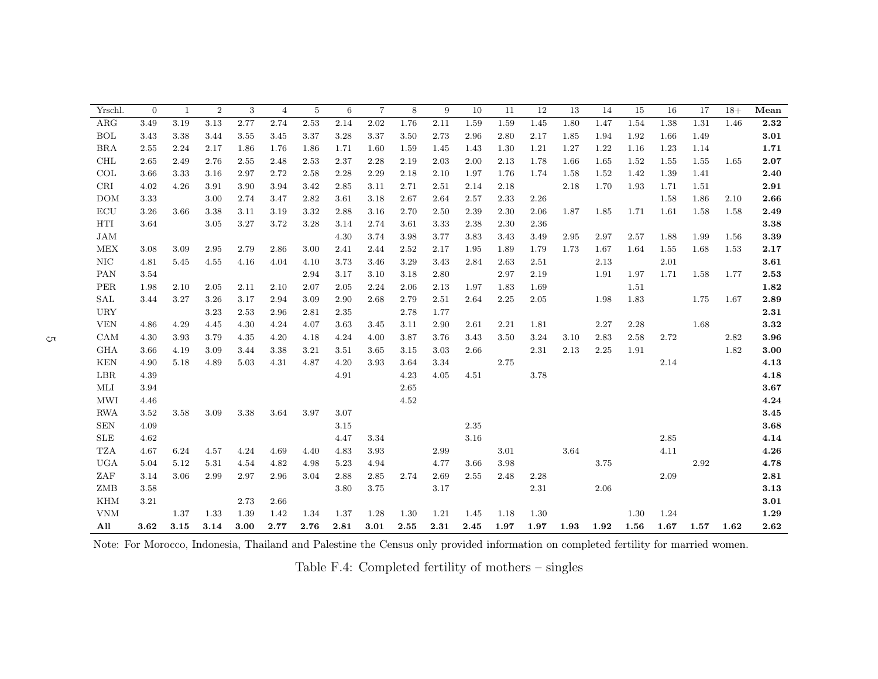| Yrschl. | 0 | 1 | 2 | 3 | 4 | 5 | 6 | 7 | 8 | 9 | 10 | 11 | 12 | 13 | 14 | 15 | 16 | 17 | 18+ | **Mean** |
|---|---|---|---|---|---|---|---|---|---|---|---|---|---|---|---|---|---|---|---|---|
| ARG | 3.49 | 3.19 | 3.13 | 2.77 | 2.74 | 2.53 | 2.14 | 2.02 | 1.76 | 2.11 | 1.59 | 1.59 | 1.45 | 1.80 | 1.47 | 1.54 | 1.38 | 1.31 | 1.46 | **2.32** |
| BOL | 3.43 | 3.38 | 3.44 | 3.55 | 3.45 | 3.37 | 3.28 | 3.37 | 3.50 | 2.73 | 2.96 | 2.80 | 2.17 | 1.85 | 1.94 | 1.92 | 1.66 | 1.49 | | **3.01** |
| BRA | 2.55 | 2.24 | 2.17 | 1.86 | 1.76 | 1.86 | 1.71 | 1.60 | 1.59 | 1.45 | 1.43 | 1.30 | 1.21 | 1.27 | 1.22 | 1.16 | 1.23 | 1.14 | | **1.71** |
| CHL | 2.65 | 2.49 | 2.76 | 2.55 | 2.48 | 2.53 | 2.37 | 2.28 | 2.19 | 2.03 | 2.00 | 2.13 | 1.78 | 1.66 | 1.65 | 1.52 | 1.55 | 1.55 | 1.65 | **2.07** |
| COL | 3.66 | 3.33 | 3.16 | 2.97 | 2.72 | 2.58 | 2.28 | 2.29 | 2.18 | 2.10 | 1.97 | 1.76 | 1.74 | 1.58 | 1.52 | 1.42 | 1.39 | 1.41 | | **2.40** |
| CRI | 4.02 | 4.26 | 3.91 | 3.90 | 3.94 | 3.42 | 2.85 | 3.11 | 2.71 | 2.51 | 2.14 | 2.18 | | 2.18 | 1.70 | 1.93 | 1.71 | 1.51 | | **2.91** |
| DOM | 3.33 | | 3.00 | 2.74 | 3.47 | 2.82 | 3.61 | 3.18 | 2.67 | 2.64 | 2.57 | 2.33 | 2.26 | | | | 1.58 | 1.86 | 2.10 | **2.66** |
| ECU | 3.26 | 3.66 | 3.38 | 3.11 | 3.19 | 3.32 | 2.88 | 3.16 | 2.70 | 2.50 | 2.39 | 2.30 | 2.06 | 1.87 | 1.85 | 1.71 | 1.61 | 1.58 | 1.58 | **2.49** |
| HTI | 3.64 | | 3.05 | 3.27 | 3.72 | 3.28 | 3.14 | 2.74 | 3.61 | 3.33 | 2.38 | 2.30 | 2.36 | | | | | | | **3.38** |
| JAM | | | | | | | 4.30 | 3.74 | 3.98 | 3.77 | 3.83 | 3.43 | 3.49 | 2.95 | 2.97 | 2.57 | 1.88 | 1.99 | 1.56 | **3.39** |
| MEX | 3.08 | 3.09 | 2.95 | 2.79 | 2.86 | 3.00 | 2.41 | 2.44 | 2.52 | 2.17 | 1.95 | 1.89 | 1.79 | 1.73 | 1.67 | 1.64 | 1.55 | 1.68 | 1.53 | **2.17** |
| NIC | 4.81 | 5.45 | 4.55 | 4.16 | 4.04 | 4.10 | 3.73 | 3.46 | 3.29 | 3.43 | 2.84 | 2.63 | 2.51 | | 2.13 | | 2.01 | | | **3.61** |
| PAN | 3.54 | | | | | 2.94 | 3.17 | 3.10 | 3.18 | 2.80 | | 2.97 | 2.19 | | 1.91 | 1.97 | 1.71 | 1.58 | 1.77 | **2.53** |
| PER | 1.98 | 2.10 | 2.05 | 2.11 | 2.10 | 2.07 | 2.05 | 2.24 | 2.06 | 2.13 | 1.97 | 1.83 | 1.69 | | | 1.51 | | | | **1.82** |
| SAL | 3.44 | 3.27 | 3.26 | 3.17 | 2.94 | 3.09 | 2.90 | 2.68 | 2.79 | 2.51 | 2.64 | 2.25 | 2.05 | | 1.98 | 1.83 | | 1.75 | 1.67 | **2.89** |
| URY | | | 3.23 | 2.53 | 2.96 | 2.81 | 2.35 | | 2.78 | 1.77 | | | | | | | | | | **2.31** |
| VEN | 4.86 | 4.29 | 4.45 | 4.30 | 4.24 | 4.07 | 3.63 | 3.45 | 3.11 | 2.90 | 2.61 | 2.21 | 1.81 | | 2.27 | 2.28 | | 1.68 | | **3.32** |
| CAM | 4.30 | 3.93 | 3.79 | 4.35 | 4.20 | 4.18 | 4.24 | 4.00 | 3.87 | 3.76 | 3.43 | 3.50 | 3.24 | 3.10 | 2.83 | 2.58 | 2.72 | | 2.82 | **3.96** |
| GHA | 3.66 | 4.19 | 3.09 | 3.44 | 3.38 | 3.21 | 3.51 | 3.65 | 3.15 | 3.03 | 2.66 | | 2.31 | 2.13 | 2.25 | 1.91 | | | 1.82 | **3.00** |
| KEN | 4.90 | 5.18 | 4.89 | 5.03 | 4.31 | 4.87 | 4.20 | 3.93 | 3.64 | 3.34 | | 2.75 | | | | | 2.14 | | | **4.13** |
| LBR | 4.39 | | | | | | 4.91 | | 4.23 | 4.05 | 4.51 | | 3.78 | | | | | | | **4.18** |
| MLI | 3.94 | | | | | | | | 2.65 | | | | | | | | | | | **3.67** |
| MWI | 4.46 | | | | | | | | 4.52 | | | | | | | | | | | **4.24** |
| RWA | 3.52 | 3.58 | 3.09 | 3.38 | 3.64 | 3.97 | 3.07 | | | | | | | | | | | | | **3.45** |
| SEN | 4.09 | | | | | | 3.15 | | | | 2.35 | | | | | | | | | **3.68** |
| SLE | 4.62 | | | | | | 4.47 | 3.34 | | | 3.16 | | | | | | 2.85 | | | **4.14** |
| TZA | 4.67 | 6.24 | 4.57 | 4.24 | 4.69 | 4.40 | 4.83 | 3.93 | | 2.99 | | 3.01 | | 3.64 | | | 4.11 | | | **4.26** |
| UGA | 5.04 | 5.12 | 5.31 | 4.54 | 4.82 | 4.98 | 5.23 | 4.94 | | 4.77 | 3.66 | 3.98 | | | 3.75 | | | 2.92 | | **4.78** |
| ZAF | 3.14 | 3.06 | 2.99 | 2.97 | 2.96 | 3.04 | 2.88 | 2.85 | 2.74 | 2.69 | 2.55 | 2.48 | 2.28 | | | | 2.09 | | | **2.81** |
| ZMB | 3.58 | | | | | | 3.80 | 3.75 | | 3.17 | | | 2.31 | | 2.06 | | | | | **3.13** |
| KHM | 3.21 | | | 2.73 | 2.66 | | | | | | | | | | | | | | | **3.01** |
| VNM | | 1.37 | 1.33 | 1.39 | 1.42 | 1.34 | 1.37 | 1.28 | 1.30 | 1.21 | 1.45 | 1.18 | 1.30 | | | 1.30 | 1.24 | | | **1.29** |
| **All** | **3.62** | **3.15** | **3.14** | **3.00** | **2.77** | **2.76** | **2.81** | **3.01** | **2.55** | **2.31** | **2.45** | **1.97** | **1.97** | **1.93** | **1.92** | **1.56** | **1.67** | **1.57** | **1.62** | 2.62 |

Note: For Morocco, Indonesia, Thailand and Palestine the Census only provided information on completed fertility for married women.

Table F.4: Completed fertility of mothers – singles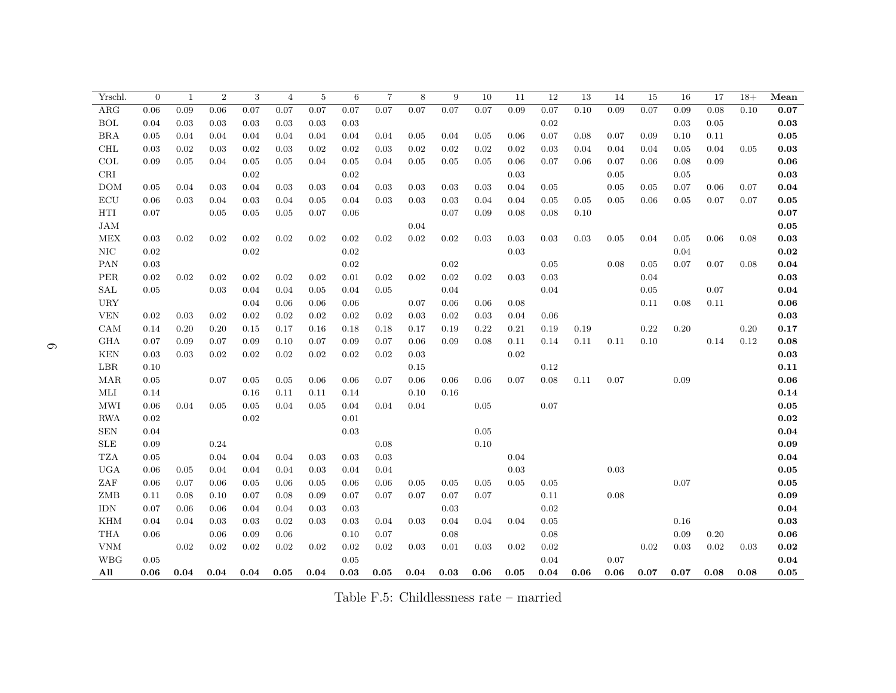| Yrschl. | 0 | 1 | 2 | 3 | 4 | 5 | 6 | 7 | 8 | 9 | 10 | 11 | 12 | 13 | 14 | 15 | 16 | 17 | 18+ | **Mean** |
|---|---|---|---|---|---|---|---|---|---|---|---|---|---|---|---|---|---|---|---|---|
| ARG | 0.06 | 0.09 | 0.06 | 0.07 | 0.07 | 0.07 | 0.07 | 0.07 | 0.07 | 0.07 | 0.07 | 0.09 | 0.07 | 0.10 | 0.09 | 0.07 | 0.09 | 0.08 | 0.10 | **0.07** |
| BOL | 0.04 | 0.03 | 0.03 | 0.03 | 0.03 | 0.03 | 0.03 | | | | | | 0.02 | | | | 0.03 | 0.05 | | **0.03** |
| BRA | 0.05 | 0.04 | 0.04 | 0.04 | 0.04 | 0.04 | 0.04 | 0.04 | 0.05 | 0.04 | 0.05 | 0.06 | 0.07 | 0.08 | 0.07 | 0.09 | 0.10 | 0.11 | | **0.05** |
| CHL | 0.03 | 0.02 | 0.03 | 0.02 | 0.03 | 0.02 | 0.02 | 0.03 | 0.02 | 0.02 | 0.02 | 0.02 | 0.03 | 0.04 | 0.04 | 0.04 | 0.05 | 0.04 | 0.05 | **0.03** |
| COL | 0.09 | 0.05 | 0.04 | 0.05 | 0.05 | 0.04 | 0.05 | 0.04 | 0.05 | 0.05 | 0.05 | 0.06 | 0.07 | 0.06 | 0.07 | 0.06 | 0.08 | 0.09 | | **0.06** |
| CRI | | | | 0.02 | | | 0.02 | | | | | 0.03 | | | 0.05 | | 0.05 | | | **0.03** |
| DOM | 0.05 | 0.04 | 0.03 | 0.04 | 0.03 | 0.03 | 0.04 | 0.03 | 0.03 | 0.03 | 0.03 | 0.04 | 0.05 | | 0.05 | 0.05 | 0.07 | 0.06 | 0.07 | **0.04** |
| ECU | 0.06 | 0.03 | 0.04 | 0.03 | 0.04 | 0.05 | 0.04 | 0.03 | 0.03 | 0.03 | 0.04 | 0.04 | 0.05 | 0.05 | 0.05 | 0.06 | 0.05 | 0.07 | 0.07 | **0.05** |
| HTI | 0.07 | | 0.05 | 0.05 | 0.05 | 0.07 | 0.06 | | | 0.07 | 0.09 | 0.08 | 0.08 | 0.10 | | | | | | **0.07** |
| JAM | | | | | | | | | 0.04 | | | | | | | | | | | **0.05** |
| MEX | 0.03 | 0.02 | 0.02 | 0.02 | 0.02 | 0.02 | 0.02 | 0.02 | 0.02 | 0.02 | 0.03 | 0.03 | 0.03 | 0.03 | 0.05 | 0.04 | 0.05 | 0.06 | 0.08 | **0.03** |
| NIC | 0.02 | | | 0.02 | | | 0.02 | | | | | 0.03 | | | | | 0.04 | | | **0.02** |
| PAN | 0.03 | | | | | | 0.02 | | | 0.02 | | | 0.05 | | 0.08 | 0.05 | 0.07 | 0.07 | 0.08 | **0.04** |
| PER | 0.02 | 0.02 | 0.02 | 0.02 | 0.02 | 0.02 | 0.01 | 0.02 | 0.02 | 0.02 | 0.02 | 0.03 | 0.03 | | | 0.04 | | | | **0.03** |
| SAL | 0.05 | | 0.03 | 0.04 | 0.04 | 0.05 | 0.04 | 0.05 | | 0.04 | | | 0.04 | | | 0.05 | | 0.07 | | **0.04** |
| URY | | | | 0.04 | 0.06 | 0.06 | 0.06 | | 0.07 | 0.06 | 0.06 | 0.08 | | | | 0.11 | 0.08 | 0.11 | | **0.06** |
| VEN | 0.02 | 0.03 | 0.02 | 0.02 | 0.02 | 0.02 | 0.02 | 0.02 | 0.03 | 0.02 | 0.03 | 0.04 | 0.06 | | | | | | | **0.03** |
| CAM | 0.14 | 0.20 | 0.20 | 0.15 | 0.17 | 0.16 | 0.18 | 0.18 | 0.17 | 0.19 | 0.22 | 0.21 | 0.19 | 0.19 | | 0.22 | 0.20 | | 0.20 | **0.17** |
| GHA | 0.07 | 0.09 | 0.07 | 0.09 | 0.10 | 0.07 | 0.09 | 0.07 | 0.06 | 0.09 | 0.08 | 0.11 | 0.14 | 0.11 | 0.11 | 0.10 | | 0.14 | 0.12 | **0.08** |
| KEN | 0.03 | 0.03 | 0.02 | 0.02 | 0.02 | 0.02 | 0.02 | 0.02 | 0.03 | | | 0.02 | | | | | | | | **0.03** |
| LBR | 0.10 | | | | | | | | 0.15 | | | | 0.12 | | | | | | | **0.11** |
| MAR | 0.05 | | 0.07 | 0.05 | 0.05 | 0.06 | 0.06 | 0.07 | 0.06 | 0.06 | 0.06 | 0.07 | 0.08 | 0.11 | 0.07 | | 0.09 | | | **0.06** |
| MLI | 0.14 | | | 0.16 | 0.11 | 0.11 | 0.14 | | 0.10 | 0.16 | | | | | | | | | | **0.14** |
| MWI | 0.06 | 0.04 | 0.05 | 0.05 | 0.04 | 0.05 | 0.04 | 0.04 | 0.04 | | 0.05 | | 0.07 | | | | | | | **0.05** |
| RWA | 0.02 | | | 0.02 | | | 0.01 | | | | | | | | | | | | | **0.02** |
| SEN | 0.04 | | | | | | 0.03 | | | | 0.05 | | | | | | | | | **0.04** |
| SLE | 0.09 | | 0.24 | | | | | 0.08 | | | 0.10 | | | | | | | | | **0.09** |
| TZA | 0.05 | | 0.04 | 0.04 | 0.04 | 0.03 | 0.03 | 0.03 | | | | 0.04 | | | | | | | | **0.04** |
| UGA | 0.06 | 0.05 | 0.04 | 0.04 | 0.04 | 0.03 | 0.04 | 0.04 | | | | 0.03 | | | 0.03 | | | | | **0.05** |
| ZAF | 0.06 | 0.07 | 0.06 | 0.05 | 0.06 | 0.05 | 0.06 | 0.06 | 0.05 | 0.05 | 0.05 | 0.05 | 0.05 | | | | 0.07 | | | **0.05** |
| ZMB | 0.11 | 0.08 | 0.10 | 0.07 | 0.08 | 0.09 | 0.07 | 0.07 | 0.07 | 0.07 | 0.07 | | 0.11 | | 0.08 | | | | | **0.09** |
| IDN | 0.07 | 0.06 | 0.06 | 0.04 | 0.04 | 0.03 | 0.03 | | | 0.03 | | | 0.02 | | | | | | | **0.04** |
| KHM | 0.04 | 0.04 | 0.03 | 0.03 | 0.02 | 0.03 | 0.03 | 0.04 | 0.03 | 0.04 | 0.04 | 0.04 | 0.05 | | | | 0.16 | | | **0.03** |
| THA | 0.06 | | 0.06 | 0.09 | 0.06 | | 0.10 | 0.07 | | 0.08 | | | 0.08 | | | | 0.09 | 0.20 | | **0.06** |
| VNM | | 0.02 | 0.02 | 0.02 | 0.02 | 0.02 | 0.02 | 0.02 | 0.03 | 0.01 | 0.03 | 0.02 | 0.02 | | | 0.02 | 0.03 | 0.02 | 0.03 | **0.02** |
| WBG | 0.05 | | | | | | 0.05 | | | | | | 0.04 | | 0.07 | | | | | **0.04** |
| **All** | **0.06** | **0.04** | **0.04** | **0.04** | **0.05** | **0.04** | **0.03** | **0.05** | **0.04** | **0.03** | **0.06** | **0.05** | **0.04** | **0.06** | **0.06** | **0.07** | **0.07** | **0.08** | **0.08** | **0.05** |

Table F.5: Childlessness rate – married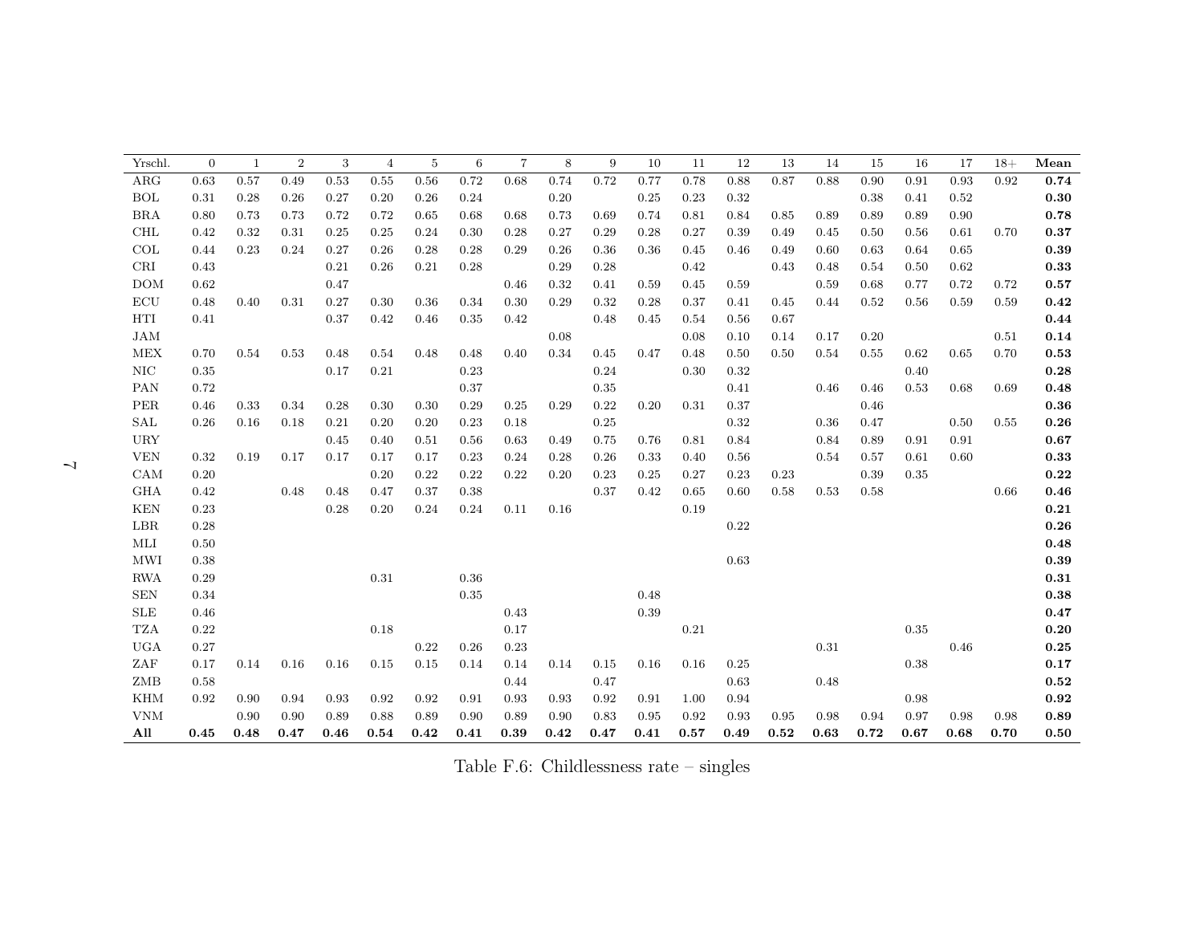| Yrschl. | 0 | 1 | 2 | 3 | 4 | 5 | 6 | 7 | 8 | 9 | 10 | 11 | 12 | 13 | 14 | 15 | 16 | 17 | 18+ | **Mean** |
|---|---|---|---|---|---|---|---|---|---|---|---|---|---|---|---|---|---|---|---|---|
| ARG | 0.63 | 0.57 | 0.49 | 0.53 | 0.55 | 0.56 | 0.72 | 0.68 | 0.74 | 0.72 | 0.77 | 0.78 | 0.88 | 0.87 | 0.88 | 0.90 | 0.91 | 0.93 | 0.92 | **0.74** |
| BOL | 0.31 | 0.28 | 0.26 | 0.27 | 0.20 | 0.26 | 0.24 | | 0.20 | | 0.25 | 0.23 | 0.32 | | | 0.38 | 0.41 | 0.52 | | **0.30** |
| BRA | 0.80 | 0.73 | 0.73 | 0.72 | 0.72 | 0.65 | 0.68 | 0.68 | 0.73 | 0.69 | 0.74 | 0.81 | 0.84 | 0.85 | 0.89 | 0.89 | 0.89 | 0.90 | | **0.78** |
| CHL | 0.42 | 0.32 | 0.31 | 0.25 | 0.25 | 0.24 | 0.30 | 0.28 | 0.27 | 0.29 | 0.28 | 0.27 | 0.39 | 0.49 | 0.45 | 0.50 | 0.56 | 0.61 | 0.70 | **0.37** |
| COL | 0.44 | 0.23 | 0.24 | 0.27 | 0.26 | 0.28 | 0.28 | 0.29 | 0.26 | 0.36 | 0.36 | 0.45 | 0.46 | 0.49 | 0.60 | 0.63 | 0.64 | 0.65 | | **0.39** |
| CRI | 0.43 | | | 0.21 | 0.26 | 0.21 | 0.28 | | 0.29 | 0.28 | | 0.42 | | 0.43 | 0.48 | 0.54 | 0.50 | 0.62 | | **0.33** |
| DOM | 0.62 | | | 0.47 | | | | 0.46 | 0.32 | 0.41 | 0.59 | 0.45 | 0.59 | | 0.59 | 0.68 | 0.77 | 0.72 | 0.72 | **0.57** |
| ECU | 0.48 | 0.40 | 0.31 | 0.27 | 0.30 | 0.36 | 0.34 | 0.30 | 0.29 | 0.32 | 0.28 | 0.37 | 0.41 | 0.45 | 0.44 | 0.52 | 0.56 | 0.59 | 0.59 | **0.42** |
| HTI | 0.41 | | | 0.37 | 0.42 | 0.46 | 0.35 | 0.42 | | 0.48 | 0.45 | 0.54 | 0.56 | 0.67 | | | | | | **0.44** |
| JAM | | | | | | | | | 0.08 | | | 0.08 | 0.10 | 0.14 | 0.17 | 0.20 | | | 0.51 | **0.14** |
| MEX | 0.70 | 0.54 | 0.53 | 0.48 | 0.54 | 0.48 | 0.48 | 0.40 | 0.34 | 0.45 | 0.47 | 0.48 | 0.50 | 0.50 | 0.54 | 0.55 | 0.62 | 0.65 | 0.70 | **0.53** |
| NIC | 0.35 | | | 0.17 | 0.21 | | 0.23 | | | 0.24 | | 0.30 | 0.32 | | | | 0.40 | | | **0.28** |
| PAN | 0.72 | | | | | | 0.37 | | | 0.35 | | | 0.41 | | 0.46 | 0.46 | 0.53 | 0.68 | 0.69 | **0.48** |
| PER | 0.46 | 0.33 | 0.34 | 0.28 | 0.30 | 0.30 | 0.29 | 0.25 | 0.29 | 0.22 | 0.20 | 0.31 | 0.37 | | | 0.46 | | | | **0.36** |
| SAL | 0.26 | 0.16 | 0.18 | 0.21 | 0.20 | 0.20 | 0.23 | 0.18 | | 0.25 | | | 0.32 | | 0.36 | 0.47 | | 0.50 | 0.55 | **0.26** |
| URY | | | | 0.45 | 0.40 | 0.51 | 0.56 | 0.63 | 0.49 | 0.75 | 0.76 | 0.81 | 0.84 | | 0.84 | 0.89 | 0.91 | 0.91 | | **0.67** |
| VEN | 0.32 | 0.19 | 0.17 | 0.17 | 0.17 | 0.17 | 0.23 | 0.24 | 0.28 | 0.26 | 0.33 | 0.40 | 0.56 | | 0.54 | 0.57 | 0.61 | 0.60 | | **0.33** |
| CAM | 0.20 | | | | 0.20 | 0.22 | 0.22 | 0.22 | 0.20 | 0.23 | 0.25 | 0.27 | 0.23 | 0.23 | | 0.39 | 0.35 | | | **0.22** |
| GHA | 0.42 | | 0.48 | 0.48 | 0.47 | 0.37 | 0.38 | | | 0.37 | 0.42 | 0.65 | 0.60 | 0.58 | 0.53 | 0.58 | | | 0.66 | **0.46** |
| KEN | 0.23 | | | 0.28 | 0.20 | 0.24 | 0.24 | 0.11 | 0.16 | | | 0.19 | | | | | | | | **0.21** |
| LBR | 0.28 | | | | | | | | | | | | 0.22 | | | | | | | **0.26** |
| MLI | 0.50 | | | | | | | | | | | | | | | | | | | **0.48** |
| MWI | 0.38 | | | | | | | | | | | | 0.63 | | | | | | | **0.39** |
| RWA | 0.29 | | | | 0.31 | | 0.36 | | | | | | | | | | | | | **0.31** |
| SEN | 0.34 | | | | | | 0.35 | | | | 0.48 | | | | | | | | | **0.38** |
| SLE | 0.46 | | | | | | | 0.43 | | | 0.39 | | | | | | | | | **0.47** |
| TZA | 0.22 | | | | 0.18 | | | 0.17 | | | | 0.21 | | | | | 0.35 | | | **0.20** |
| UGA | 0.27 | | | | | 0.22 | 0.26 | 0.23 | | | | | | | 0.31 | | | 0.46 | | **0.25** |
| ZAF | 0.17 | 0.14 | 0.16 | 0.16 | 0.15 | 0.15 | 0.14 | 0.14 | 0.14 | 0.15 | 0.16 | 0.16 | 0.25 | | | | 0.38 | | | **0.17** |
| ZMB | 0.58 | | | | | | | 0.44 | | 0.47 | | | 0.63 | | 0.48 | | | | | **0.52** |
| KHM | 0.92 | 0.90 | 0.94 | 0.93 | 0.92 | 0.92 | 0.91 | 0.93 | 0.93 | 0.92 | 0.91 | 1.00 | 0.94 | | | | 0.98 | | | **0.92** |
| VNM | | 0.90 | 0.90 | 0.89 | 0.88 | 0.89 | 0.90 | 0.89 | 0.90 | 0.83 | 0.95 | 0.92 | 0.93 | 0.95 | 0.98 | 0.94 | 0.97 | 0.98 | 0.98 | **0.89** |
| **All** | **0.45** | **0.48** | **0.47** | **0.46** | **0.54** | **0.42** | **0.41** | **0.39** | **0.42** | **0.47** | **0.41** | **0.57** | **0.49** | **0.52** | **0.63** | **0.72** | **0.67** | **0.68** | **0.70** | 0.50 |

Table F.6: Childlessness rate – singles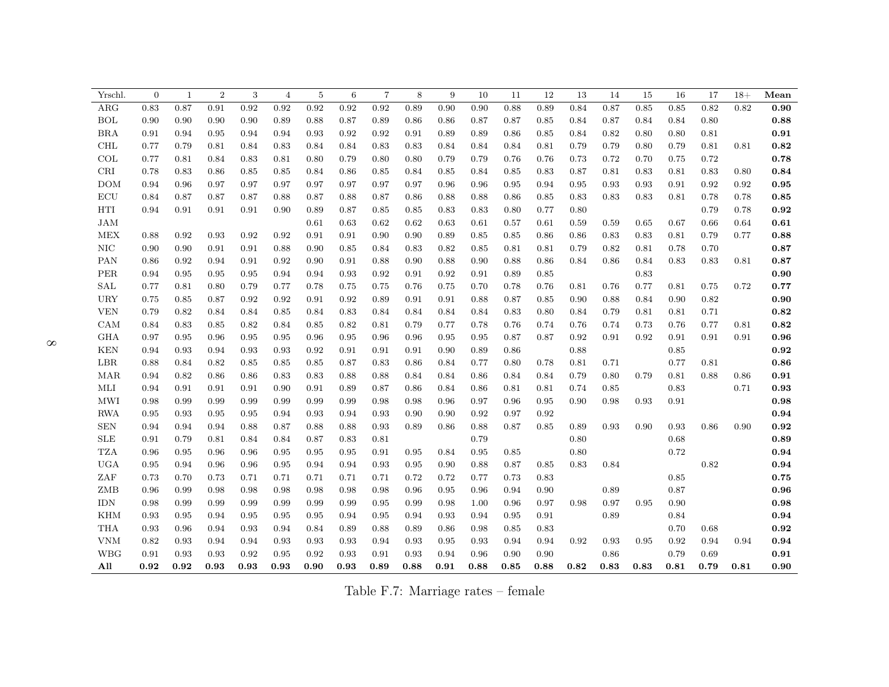| Yrschl. | 0 | 1 | 2 | 3 | 4 | 5 | 6 | 7 | 8 | 9 | 10 | 11 | 12 | 13 | 14 | 15 | 16 | 17 | 18+ | **Mean** |
|---|---|---|---|---|---|---|---|---|---|---|---|---|---|---|---|---|---|---|---|---|
| ARG | 0.83 | 0.87 | 0.91 | 0.92 | 0.92 | 0.92 | 0.92 | 0.92 | 0.89 | 0.90 | 0.90 | 0.88 | 0.89 | 0.84 | 0.87 | 0.85 | 0.85 | 0.82 | 0.82 | **0.90** |
| BOL | 0.90 | 0.90 | 0.90 | 0.90 | 0.89 | 0.88 | 0.87 | 0.89 | 0.86 | 0.86 | 0.87 | 0.87 | 0.85 | 0.84 | 0.87 | 0.84 | 0.84 | 0.80 | | **0.88** |
| BRA | 0.91 | 0.94 | 0.95 | 0.94 | 0.94 | 0.93 | 0.92 | 0.92 | 0.91 | 0.89 | 0.89 | 0.86 | 0.85 | 0.84 | 0.82 | 0.80 | 0.80 | 0.81 | | **0.91** |
| CHL | 0.77 | 0.79 | 0.81 | 0.84 | 0.83 | 0.84 | 0.84 | 0.83 | 0.83 | 0.84 | 0.84 | 0.84 | 0.81 | 0.79 | 0.79 | 0.80 | 0.79 | 0.81 | 0.81 | **0.82** |
| COL | 0.77 | 0.81 | 0.84 | 0.83 | 0.81 | 0.80 | 0.79 | 0.80 | 0.80 | 0.79 | 0.79 | 0.76 | 0.76 | 0.73 | 0.72 | 0.70 | 0.75 | 0.72 | | **0.78** |
| CRI | 0.78 | 0.83 | 0.86 | 0.85 | 0.85 | 0.84 | 0.86 | 0.85 | 0.84 | 0.85 | 0.84 | 0.85 | 0.83 | 0.87 | 0.81 | 0.83 | 0.81 | 0.83 | 0.80 | **0.84** |
| DOM | 0.94 | 0.96 | 0.97 | 0.97 | 0.97 | 0.97 | 0.97 | 0.97 | 0.97 | 0.96 | 0.96 | 0.95 | 0.94 | 0.95 | 0.93 | 0.93 | 0.91 | 0.92 | 0.92 | **0.95** |
| ECU | 0.84 | 0.87 | 0.87 | 0.87 | 0.88 | 0.87 | 0.88 | 0.87 | 0.86 | 0.88 | 0.88 | 0.86 | 0.85 | 0.83 | 0.83 | 0.83 | 0.81 | 0.78 | 0.78 | **0.85** |
| HTI | 0.94 | 0.91 | 0.91 | 0.91 | 0.90 | 0.89 | 0.87 | 0.85 | 0.85 | 0.83 | 0.83 | 0.80 | 0.77 | 0.80 | | | | 0.79 | 0.78 | **0.92** |
| JAM | | | | | | 0.61 | 0.63 | 0.62 | 0.62 | 0.63 | 0.61 | 0.57 | 0.61 | 0.59 | 0.59 | 0.65 | 0.67 | 0.66 | 0.64 | **0.61** |
| MEX | 0.88 | 0.92 | 0.93 | 0.92 | 0.92 | 0.91 | 0.91 | 0.90 | 0.90 | 0.89 | 0.85 | 0.85 | 0.86 | 0.86 | 0.83 | 0.83 | 0.81 | 0.79 | 0.77 | **0.88** |
| NIC | 0.90 | 0.90 | 0.91 | 0.91 | 0.88 | 0.90 | 0.85 | 0.84 | 0.83 | 0.82 | 0.85 | 0.81 | 0.81 | 0.79 | 0.82 | 0.81 | 0.78 | 0.70 | | **0.87** |
| PAN | 0.86 | 0.92 | 0.94 | 0.91 | 0.92 | 0.90 | 0.91 | 0.88 | 0.90 | 0.88 | 0.90 | 0.88 | 0.86 | 0.84 | 0.86 | 0.84 | 0.83 | 0.83 | 0.81 | **0.87** |
| PER | 0.94 | 0.95 | 0.95 | 0.95 | 0.94 | 0.94 | 0.93 | 0.92 | 0.91 | 0.92 | 0.91 | 0.89 | 0.85 | | | 0.83 | | | | **0.90** |
| SAL | 0.77 | 0.81 | 0.80 | 0.79 | 0.77 | 0.78 | 0.75 | 0.75 | 0.76 | 0.75 | 0.70 | 0.78 | 0.76 | 0.81 | 0.76 | 0.77 | 0.81 | 0.75 | 0.72 | **0.77** |
| URY | 0.75 | 0.85 | 0.87 | 0.92 | 0.92 | 0.91 | 0.92 | 0.89 | 0.91 | 0.91 | 0.88 | 0.87 | 0.85 | 0.90 | 0.88 | 0.84 | 0.90 | 0.82 | | **0.90** |
| VEN | 0.79 | 0.82 | 0.84 | 0.84 | 0.85 | 0.84 | 0.83 | 0.84 | 0.84 | 0.84 | 0.84 | 0.83 | 0.80 | 0.84 | 0.79 | 0.81 | 0.81 | 0.71 | | **0.82** |
| CAM | 0.84 | 0.83 | 0.85 | 0.82 | 0.84 | 0.85 | 0.82 | 0.81 | 0.79 | 0.77 | 0.78 | 0.76 | 0.74 | 0.76 | 0.74 | 0.73 | 0.76 | 0.77 | 0.81 | **0.82** |
| GHA | 0.97 | 0.95 | 0.96 | 0.95 | 0.95 | 0.96 | 0.95 | 0.96 | 0.96 | 0.95 | 0.95 | 0.87 | 0.87 | 0.92 | 0.91 | 0.92 | 0.91 | 0.91 | 0.91 | **0.96** |
| KEN | 0.94 | 0.93 | 0.94 | 0.93 | 0.93 | 0.92 | 0.91 | 0.91 | 0.91 | 0.90 | 0.89 | 0.86 | | 0.88 | | | 0.85 | | | **0.92** |
| LBR | 0.88 | 0.84 | 0.82 | 0.85 | 0.85 | 0.85 | 0.87 | 0.83 | 0.86 | 0.84 | 0.77 | 0.80 | 0.78 | 0.81 | 0.71 | | 0.77 | 0.81 | | **0.86** |
| MAR | 0.94 | 0.82 | 0.86 | 0.86 | 0.83 | 0.83 | 0.88 | 0.88 | 0.84 | 0.84 | 0.86 | 0.84 | 0.84 | 0.79 | 0.80 | 0.79 | 0.81 | 0.88 | 0.86 | **0.91** |
| MLI | 0.94 | 0.91 | 0.91 | 0.91 | 0.90 | 0.91 | 0.89 | 0.87 | 0.86 | 0.84 | 0.86 | 0.81 | 0.81 | 0.74 | 0.85 | | 0.83 | | 0.71 | **0.93** |
| MWI | 0.98 | 0.99 | 0.99 | 0.99 | 0.99 | 0.99 | 0.99 | 0.98 | 0.98 | 0.96 | 0.97 | 0.96 | 0.95 | 0.90 | 0.98 | 0.93 | 0.91 | | | **0.98** |
| RWA | 0.95 | 0.93 | 0.95 | 0.95 | 0.94 | 0.93 | 0.94 | 0.93 | 0.90 | 0.90 | 0.92 | 0.97 | 0.92 | | | | | | | **0.94** |
| SEN | 0.94 | 0.94 | 0.94 | 0.88 | 0.87 | 0.88 | 0.88 | 0.93 | 0.89 | 0.86 | 0.88 | 0.87 | 0.85 | 0.89 | 0.93 | 0.90 | 0.93 | 0.86 | 0.90 | **0.92** |
| SLE | 0.91 | 0.79 | 0.81 | 0.84 | 0.84 | 0.87 | 0.83 | 0.81 | | | 0.79 | | | 0.80 | | | 0.68 | | | **0.89** |
| TZA | 0.96 | 0.95 | 0.96 | 0.96 | 0.95 | 0.95 | 0.95 | 0.91 | 0.95 | 0.84 | 0.95 | 0.85 | | 0.80 | | | 0.72 | | | **0.94** |
| UGA | 0.95 | 0.94 | 0.96 | 0.96 | 0.95 | 0.94 | 0.94 | 0.93 | 0.95 | 0.90 | 0.88 | 0.87 | 0.85 | 0.83 | 0.84 | | | 0.82 | | **0.94** |
| ZAF | 0.73 | 0.70 | 0.73 | 0.71 | 0.71 | 0.71 | 0.71 | 0.71 | 0.72 | 0.72 | 0.77 | 0.73 | 0.83 | | | | 0.85 | | | **0.75** |
| ZMB | 0.96 | 0.99 | 0.98 | 0.98 | 0.98 | 0.98 | 0.98 | 0.98 | 0.96 | 0.95 | 0.96 | 0.94 | 0.90 | | 0.89 | | 0.87 | | | **0.96** |
| IDN | 0.98 | 0.99 | 0.99 | 0.99 | 0.99 | 0.99 | 0.99 | 0.95 | 0.99 | 0.98 | 1.00 | 0.96 | 0.97 | 0.98 | 0.97 | 0.95 | 0.90 | | | **0.98** |
| KHM | 0.93 | 0.95 | 0.94 | 0.95 | 0.95 | 0.95 | 0.94 | 0.95 | 0.94 | 0.93 | 0.94 | 0.95 | 0.91 | | 0.89 | | 0.84 | | | **0.94** |
| THA | 0.93 | 0.96 | 0.94 | 0.93 | 0.94 | 0.84 | 0.89 | 0.88 | 0.89 | 0.86 | 0.98 | 0.85 | 0.83 | | | | 0.70 | 0.68 | | **0.92** |
| VNM | 0.82 | 0.93 | 0.94 | 0.94 | 0.93 | 0.93 | 0.93 | 0.94 | 0.93 | 0.95 | 0.93 | 0.94 | 0.94 | 0.92 | 0.93 | 0.95 | 0.92 | 0.94 | 0.94 | **0.94** |
| WBG | 0.91 | 0.93 | 0.93 | 0.92 | 0.95 | 0.92 | 0.93 | 0.91 | 0.93 | 0.94 | 0.96 | 0.90 | 0.90 | | 0.86 | | 0.79 | 0.69 | | **0.91** |
| **All** | **0.92** | **0.92** | **0.93** | **0.93** | **0.93** | **0.90** | **0.93** | **0.89** | **0.88** | **0.91** | **0.88** | **0.85** | **0.88** | **0.82** | **0.83** | **0.83** | **0.81** | **0.79** | **0.81** | 0.90 |

Table F.7: Marriage rates – female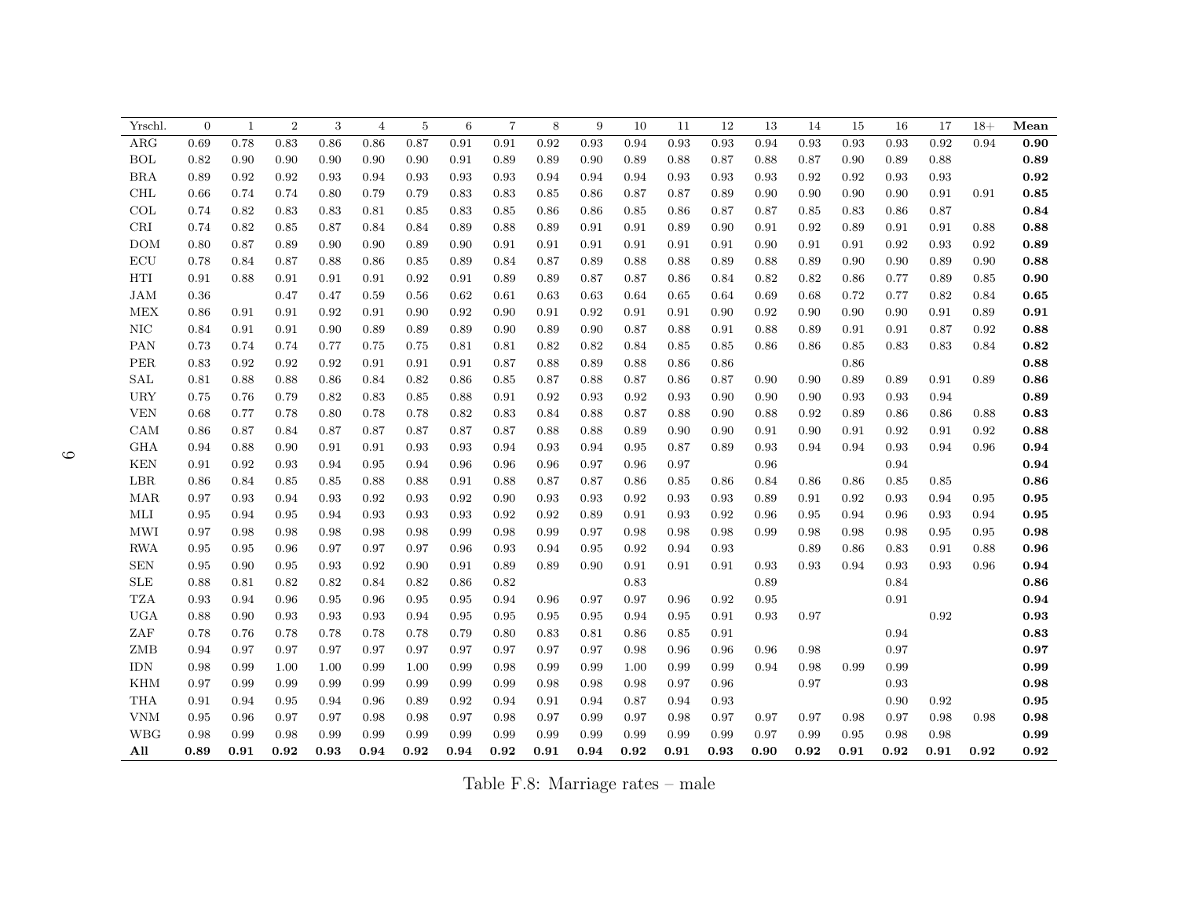| Yrschl. | 0 | 1 | 2 | 3 | 4 | 5 | 6 | 7 | 8 | 9 | 10 | 11 | 12 | 13 | 14 | 15 | 16 | 17 | 18+ | **Mean** |
|---|---|---|---|---|---|---|---|---|---|---|---|---|---|---|---|---|---|---|---|---|
| ARG | 0.69 | 0.78 | 0.83 | 0.86 | 0.86 | 0.87 | 0.91 | 0.91 | 0.92 | 0.93 | 0.94 | 0.93 | 0.93 | 0.94 | 0.93 | 0.93 | 0.93 | 0.92 | 0.94 | **0.90** |
| BOL | 0.82 | 0.90 | 0.90 | 0.90 | 0.90 | 0.90 | 0.91 | 0.89 | 0.89 | 0.90 | 0.89 | 0.88 | 0.87 | 0.88 | 0.87 | 0.90 | 0.89 | 0.88 | | **0.89** |
| BRA | 0.89 | 0.92 | 0.92 | 0.93 | 0.94 | 0.93 | 0.93 | 0.93 | 0.94 | 0.94 | 0.94 | 0.93 | 0.93 | 0.93 | 0.92 | 0.92 | 0.93 | 0.93 | | **0.92** |
| CHL | 0.66 | 0.74 | 0.74 | 0.80 | 0.79 | 0.79 | 0.83 | 0.83 | 0.85 | 0.86 | 0.87 | 0.87 | 0.89 | 0.90 | 0.90 | 0.90 | 0.90 | 0.91 | 0.91 | **0.85** |
| COL | 0.74 | 0.82 | 0.83 | 0.83 | 0.81 | 0.85 | 0.83 | 0.85 | 0.86 | 0.86 | 0.85 | 0.86 | 0.87 | 0.87 | 0.85 | 0.83 | 0.86 | 0.87 | | **0.84** |
| CRI | 0.74 | 0.82 | 0.85 | 0.87 | 0.84 | 0.84 | 0.89 | 0.88 | 0.89 | 0.91 | 0.91 | 0.89 | 0.90 | 0.91 | 0.92 | 0.89 | 0.91 | 0.91 | 0.88 | **0.88** |
| DOM | 0.80 | 0.87 | 0.89 | 0.90 | 0.90 | 0.89 | 0.90 | 0.91 | 0.91 | 0.91 | 0.91 | 0.91 | 0.91 | 0.90 | 0.91 | 0.91 | 0.92 | 0.93 | 0.92 | **0.89** |
| ECU | 0.78 | 0.84 | 0.87 | 0.88 | 0.86 | 0.85 | 0.89 | 0.84 | 0.87 | 0.89 | 0.88 | 0.88 | 0.89 | 0.88 | 0.89 | 0.90 | 0.90 | 0.89 | 0.90 | **0.88** |
| HTI | 0.91 | 0.88 | 0.91 | 0.91 | 0.91 | 0.92 | 0.91 | 0.89 | 0.89 | 0.87 | 0.87 | 0.86 | 0.84 | 0.82 | 0.82 | 0.86 | 0.77 | 0.89 | 0.85 | **0.90** |
| JAM | 0.36 | | 0.47 | 0.47 | 0.59 | 0.56 | 0.62 | 0.61 | 0.63 | 0.63 | 0.64 | 0.65 | 0.64 | 0.69 | 0.68 | 0.72 | 0.77 | 0.82 | 0.84 | **0.65** |
| MEX | 0.86 | 0.91 | 0.91 | 0.92 | 0.91 | 0.90 | 0.92 | 0.90 | 0.91 | 0.92 | 0.91 | 0.91 | 0.90 | 0.92 | 0.90 | 0.90 | 0.90 | 0.91 | 0.89 | **0.91** |
| NIC | 0.84 | 0.91 | 0.91 | 0.90 | 0.89 | 0.89 | 0.89 | 0.90 | 0.89 | 0.90 | 0.87 | 0.88 | 0.91 | 0.88 | 0.89 | 0.91 | 0.91 | 0.87 | 0.92 | **0.88** |
| PAN | 0.73 | 0.74 | 0.74 | 0.77 | 0.75 | 0.75 | 0.81 | 0.81 | 0.82 | 0.82 | 0.84 | 0.85 | 0.85 | 0.86 | 0.86 | 0.85 | 0.83 | 0.83 | 0.84 | **0.82** |
| PER | 0.83 | 0.92 | 0.92 | 0.92 | 0.91 | 0.91 | 0.91 | 0.87 | 0.88 | 0.89 | 0.88 | 0.86 | 0.86 | | | 0.86 | | | | **0.88** |
| SAL | 0.81 | 0.88 | 0.88 | 0.86 | 0.84 | 0.82 | 0.86 | 0.85 | 0.87 | 0.88 | 0.87 | 0.86 | 0.87 | 0.90 | 0.90 | 0.89 | 0.89 | 0.91 | 0.89 | **0.86** |
| URY | 0.75 | 0.76 | 0.79 | 0.82 | 0.83 | 0.85 | 0.88 | 0.91 | 0.92 | 0.93 | 0.92 | 0.93 | 0.90 | 0.90 | 0.90 | 0.93 | 0.93 | 0.94 | | **0.89** |
| VEN | 0.68 | 0.77 | 0.78 | 0.80 | 0.78 | 0.78 | 0.82 | 0.83 | 0.84 | 0.88 | 0.87 | 0.88 | 0.90 | 0.88 | 0.92 | 0.89 | 0.86 | 0.86 | 0.88 | **0.83** |
| CAM | 0.86 | 0.87 | 0.84 | 0.87 | 0.87 | 0.87 | 0.87 | 0.87 | 0.88 | 0.88 | 0.89 | 0.90 | 0.90 | 0.91 | 0.90 | 0.91 | 0.92 | 0.91 | 0.92 | **0.88** |
| GHA | 0.94 | 0.88 | 0.90 | 0.91 | 0.91 | 0.93 | 0.93 | 0.94 | 0.93 | 0.94 | 0.95 | 0.87 | 0.89 | 0.93 | 0.94 | 0.94 | 0.93 | 0.94 | 0.96 | **0.94** |
| KEN | 0.91 | 0.92 | 0.93 | 0.94 | 0.95 | 0.94 | 0.96 | 0.96 | 0.96 | 0.97 | 0.96 | 0.97 | | 0.96 | | | 0.94 | | | **0.94** |
| LBR | 0.86 | 0.84 | 0.85 | 0.85 | 0.88 | 0.88 | 0.91 | 0.88 | 0.87 | 0.87 | 0.86 | 0.85 | 0.86 | 0.84 | 0.86 | 0.86 | 0.85 | 0.85 | | **0.86** |
| MAR | 0.97 | 0.93 | 0.94 | 0.93 | 0.92 | 0.93 | 0.92 | 0.90 | 0.93 | 0.93 | 0.92 | 0.93 | 0.93 | 0.89 | 0.91 | 0.92 | 0.93 | 0.94 | 0.95 | **0.95** |
| MLI | 0.95 | 0.94 | 0.95 | 0.94 | 0.93 | 0.93 | 0.93 | 0.92 | 0.92 | 0.89 | 0.91 | 0.93 | 0.92 | 0.96 | 0.95 | 0.94 | 0.96 | 0.93 | 0.94 | **0.95** |
| MWI | 0.97 | 0.98 | 0.98 | 0.98 | 0.98 | 0.98 | 0.99 | 0.98 | 0.99 | 0.97 | 0.98 | 0.98 | 0.98 | 0.99 | 0.98 | 0.98 | 0.98 | 0.95 | 0.95 | **0.98** |
| RWA | 0.95 | 0.95 | 0.96 | 0.97 | 0.97 | 0.97 | 0.96 | 0.93 | 0.94 | 0.95 | 0.92 | 0.94 | 0.93 | | 0.89 | 0.86 | 0.83 | 0.91 | 0.88 | **0.96** |
| SEN | 0.95 | 0.90 | 0.95 | 0.93 | 0.92 | 0.90 | 0.91 | 0.89 | 0.89 | 0.90 | 0.91 | 0.91 | 0.91 | 0.93 | 0.93 | 0.94 | 0.93 | 0.93 | 0.96 | **0.94** |
| SLE | 0.88 | 0.81 | 0.82 | 0.82 | 0.84 | 0.82 | 0.86 | 0.82 | | | 0.83 | | | 0.89 | | | 0.84 | | | **0.86** |
| TZA | 0.93 | 0.94 | 0.96 | 0.95 | 0.96 | 0.95 | 0.95 | 0.94 | 0.96 | 0.97 | 0.97 | 0.96 | 0.92 | 0.95 | | | 0.91 | | | **0.94** |
| UGA | 0.88 | 0.90 | 0.93 | 0.93 | 0.93 | 0.94 | 0.95 | 0.95 | 0.95 | 0.95 | 0.94 | 0.95 | 0.91 | 0.93 | 0.97 | | | 0.92 | | **0.93** |
| ZAF | 0.78 | 0.76 | 0.78 | 0.78 | 0.78 | 0.78 | 0.79 | 0.80 | 0.83 | 0.81 | 0.86 | 0.85 | 0.91 | | | | 0.94 | | | **0.83** |
| ZMB | 0.94 | 0.97 | 0.97 | 0.97 | 0.97 | 0.97 | 0.97 | 0.97 | 0.97 | 0.97 | 0.98 | 0.96 | 0.96 | 0.96 | 0.98 | | 0.97 | | | **0.97** |
| IDN | 0.98 | 0.99 | 1.00 | 1.00 | 0.99 | 1.00 | 0.99 | 0.98 | 0.99 | 0.99 | 1.00 | 0.99 | 0.99 | 0.94 | 0.98 | 0.99 | 0.99 | | | **0.99** |
| KHM | 0.97 | 0.99 | 0.99 | 0.99 | 0.99 | 0.99 | 0.99 | 0.99 | 0.98 | 0.98 | 0.98 | 0.97 | 0.96 | | 0.97 | | 0.93 | | | **0.98** |
| THA | 0.91 | 0.94 | 0.95 | 0.94 | 0.96 | 0.89 | 0.92 | 0.94 | 0.91 | 0.94 | 0.87 | 0.94 | 0.93 | | | | 0.90 | 0.92 | | **0.95** |
| VNM | 0.95 | 0.96 | 0.97 | 0.97 | 0.98 | 0.98 | 0.97 | 0.98 | 0.97 | 0.99 | 0.97 | 0.98 | 0.97 | 0.97 | 0.97 | 0.98 | 0.97 | 0.98 | 0.98 | **0.98** |
| WBG | 0.98 | 0.99 | 0.98 | 0.99 | 0.99 | 0.99 | 0.99 | 0.99 | 0.99 | 0.99 | 0.99 | 0.99 | 0.99 | 0.97 | 0.99 | 0.95 | 0.98 | 0.98 | | **0.99** |
| **All** | **0.89** | **0.91** | **0.92** | **0.93** | **0.94** | **0.92** | **0.94** | **0.92** | **0.91** | **0.94** | **0.92** | **0.91** | **0.93** | **0.90** | **0.92** | **0.91** | **0.92** | **0.91** | **0.92** | **0.92** |

Table F.8: Marriage rates – male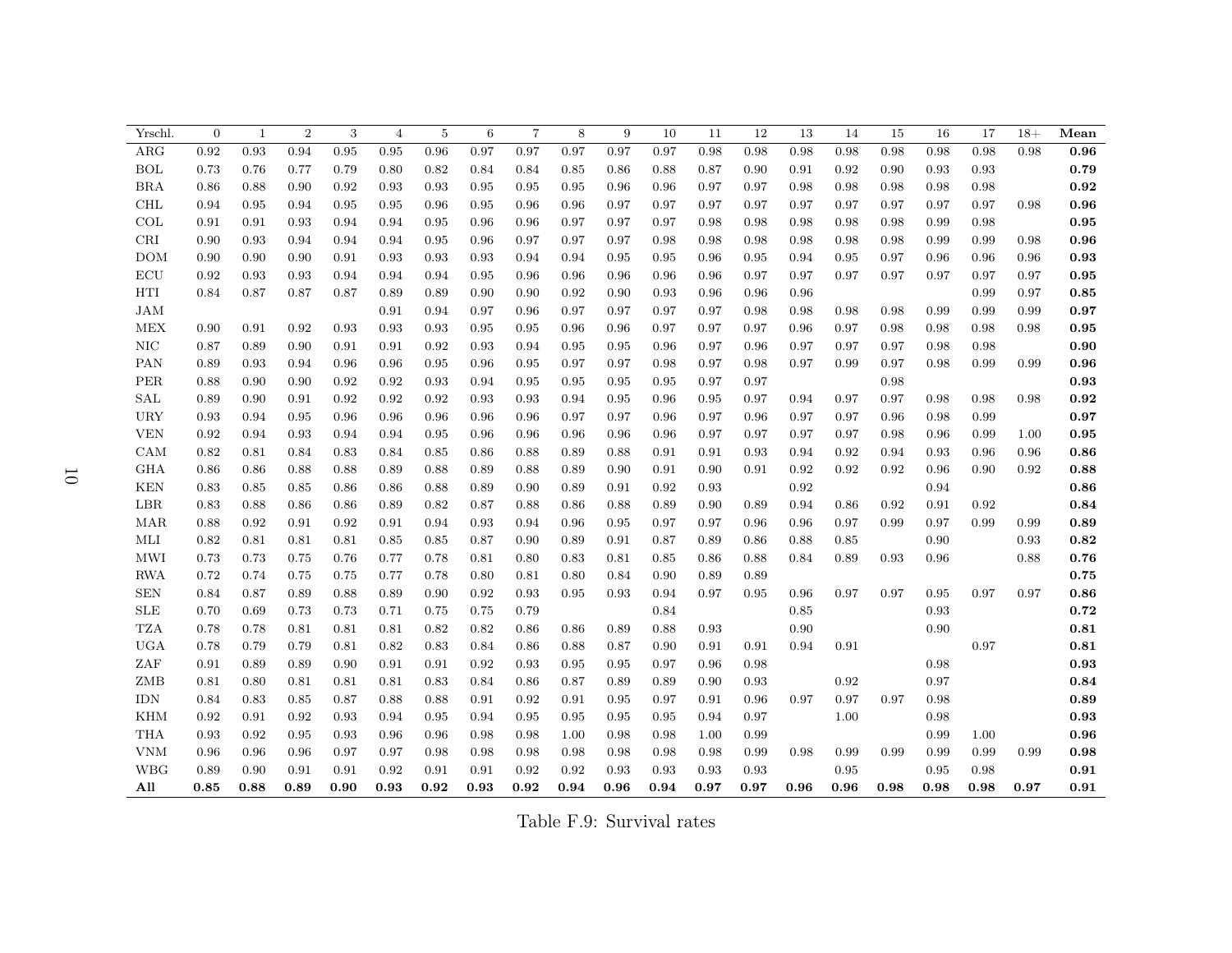| Yrschl. | 0 | 1 | 2 | 3 | 4 | 5 | 6 | 7 | 8 | 9 | 10 | 11 | 12 | 13 | 14 | 15 | 16 | 17 | 18+ | **Mean** |
|---|---|---|---|---|---|---|---|---|---|---|---|---|---|---|---|---|---|---|---|---|
| ARG | 0.92 | 0.93 | 0.94 | 0.95 | 0.95 | 0.96 | 0.97 | 0.97 | 0.97 | 0.97 | 0.97 | 0.98 | 0.98 | 0.98 | 0.98 | 0.98 | 0.98 | 0.98 | 0.98 | **0.96** |
| BOL | 0.73 | 0.76 | 0.77 | 0.79 | 0.80 | 0.82 | 0.84 | 0.84 | 0.85 | 0.86 | 0.88 | 0.87 | 0.90 | 0.91 | 0.92 | 0.90 | 0.93 | 0.93 | | **0.79** |
| BRA | 0.86 | 0.88 | 0.90 | 0.92 | 0.93 | 0.93 | 0.95 | 0.95 | 0.95 | 0.96 | 0.96 | 0.97 | 0.97 | 0.98 | 0.98 | 0.98 | 0.98 | 0.98 | | **0.92** |
| CHL | 0.94 | 0.95 | 0.94 | 0.95 | 0.95 | 0.96 | 0.95 | 0.96 | 0.96 | 0.97 | 0.97 | 0.97 | 0.97 | 0.97 | 0.97 | 0.97 | 0.97 | 0.97 | 0.98 | **0.96** |
| COL | 0.91 | 0.91 | 0.93 | 0.94 | 0.94 | 0.95 | 0.96 | 0.96 | 0.97 | 0.97 | 0.97 | 0.98 | 0.98 | 0.98 | 0.98 | 0.98 | 0.99 | 0.98 | | **0.95** |
| CRI | 0.90 | 0.93 | 0.94 | 0.94 | 0.94 | 0.95 | 0.96 | 0.97 | 0.97 | 0.97 | 0.98 | 0.98 | 0.98 | 0.98 | 0.98 | 0.98 | 0.99 | 0.99 | 0.98 | **0.96** |
| DOM | 0.90 | 0.90 | 0.90 | 0.91 | 0.93 | 0.93 | 0.93 | 0.94 | 0.94 | 0.95 | 0.95 | 0.96 | 0.95 | 0.94 | 0.95 | 0.97 | 0.96 | 0.96 | 0.96 | **0.93** |
| ECU | 0.92 | 0.93 | 0.93 | 0.94 | 0.94 | 0.94 | 0.95 | 0.96 | 0.96 | 0.96 | 0.96 | 0.96 | 0.97 | 0.97 | 0.97 | 0.97 | 0.97 | 0.97 | 0.97 | **0.95** |
| HTI | 0.84 | 0.87 | 0.87 | 0.87 | 0.89 | 0.89 | 0.90 | 0.90 | 0.92 | 0.90 | 0.93 | 0.96 | 0.96 | 0.96 | | | | 0.99 | 0.97 | **0.85** |
| JAM | | | | | 0.91 | 0.94 | 0.97 | 0.96 | 0.97 | 0.97 | 0.97 | 0.97 | 0.98 | 0.98 | 0.98 | 0.98 | 0.99 | 0.99 | 0.99 | **0.97** |
| MEX | 0.90 | 0.91 | 0.92 | 0.93 | 0.93 | 0.93 | 0.95 | 0.95 | 0.96 | 0.96 | 0.97 | 0.97 | 0.97 | 0.96 | 0.97 | 0.98 | 0.98 | 0.98 | 0.98 | **0.95** |
| NIC | 0.87 | 0.89 | 0.90 | 0.91 | 0.91 | 0.92 | 0.93 | 0.94 | 0.95 | 0.95 | 0.96 | 0.97 | 0.96 | 0.97 | 0.97 | 0.97 | 0.98 | 0.98 | | **0.90** |
| PAN | 0.89 | 0.93 | 0.94 | 0.96 | 0.96 | 0.95 | 0.96 | 0.95 | 0.97 | 0.97 | 0.98 | 0.97 | 0.98 | 0.97 | 0.99 | 0.97 | 0.98 | 0.99 | 0.99 | **0.96** |
| PER | 0.88 | 0.90 | 0.90 | 0.92 | 0.92 | 0.93 | 0.94 | 0.95 | 0.95 | 0.95 | 0.95 | 0.97 | 0.97 | | | 0.98 | | | | **0.93** |
| SAL | 0.89 | 0.90 | 0.91 | 0.92 | 0.92 | 0.92 | 0.93 | 0.93 | 0.94 | 0.95 | 0.96 | 0.95 | 0.97 | 0.94 | 0.97 | 0.97 | 0.98 | 0.98 | 0.98 | **0.92** |
| URY | 0.93 | 0.94 | 0.95 | 0.96 | 0.96 | 0.96 | 0.96 | 0.96 | 0.97 | 0.97 | 0.96 | 0.97 | 0.96 | 0.97 | 0.97 | 0.96 | 0.98 | 0.99 | | **0.97** |
| VEN | 0.92 | 0.94 | 0.93 | 0.94 | 0.94 | 0.95 | 0.96 | 0.96 | 0.96 | 0.96 | 0.96 | 0.97 | 0.97 | 0.97 | 0.97 | 0.98 | 0.96 | 0.99 | 1.00 | **0.95** |
| CAM | 0.82 | 0.81 | 0.84 | 0.83 | 0.84 | 0.85 | 0.86 | 0.88 | 0.89 | 0.88 | 0.91 | 0.91 | 0.93 | 0.94 | 0.92 | 0.94 | 0.93 | 0.96 | 0.96 | **0.86** |
| GHA | 0.86 | 0.86 | 0.88 | 0.88 | 0.89 | 0.88 | 0.89 | 0.88 | 0.89 | 0.90 | 0.91 | 0.90 | 0.91 | 0.92 | 0.92 | 0.92 | 0.96 | 0.90 | 0.92 | **0.88** |
| KEN | 0.83 | 0.85 | 0.85 | 0.86 | 0.86 | 0.88 | 0.89 | 0.90 | 0.89 | 0.91 | 0.92 | 0.93 | | 0.92 | | | 0.94 | | | **0.86** |
| LBR | 0.83 | 0.88 | 0.86 | 0.86 | 0.89 | 0.82 | 0.87 | 0.88 | 0.86 | 0.88 | 0.89 | 0.90 | 0.89 | 0.94 | 0.86 | 0.92 | 0.91 | 0.92 | | **0.84** |
| MAR | 0.88 | 0.92 | 0.91 | 0.92 | 0.91 | 0.94 | 0.93 | 0.94 | 0.96 | 0.95 | 0.97 | 0.97 | 0.96 | 0.96 | 0.97 | 0.99 | 0.97 | 0.99 | 0.99 | **0.89** |
| MLI | 0.82 | 0.81 | 0.81 | 0.81 | 0.85 | 0.85 | 0.87 | 0.90 | 0.89 | 0.91 | 0.87 | 0.89 | 0.86 | 0.88 | 0.85 | | 0.90 | | 0.93 | **0.82** |
| MWI | 0.73 | 0.73 | 0.75 | 0.76 | 0.77 | 0.78 | 0.81 | 0.80 | 0.83 | 0.81 | 0.85 | 0.86 | 0.88 | 0.84 | 0.89 | 0.93 | 0.96 | | 0.88 | **0.76** |
| RWA | 0.72 | 0.74 | 0.75 | 0.75 | 0.77 | 0.78 | 0.80 | 0.81 | 0.80 | 0.84 | 0.90 | 0.89 | 0.89 | | | | | | | **0.75** |
| SEN | 0.84 | 0.87 | 0.89 | 0.88 | 0.89 | 0.90 | 0.92 | 0.93 | 0.95 | 0.93 | 0.94 | 0.97 | 0.95 | 0.96 | 0.97 | 0.97 | 0.95 | 0.97 | 0.97 | **0.86** |
| SLE | 0.70 | 0.69 | 0.73 | 0.73 | 0.71 | 0.75 | 0.75 | 0.79 | | | 0.84 | | | 0.85 | | | 0.93 | | | **0.72** |
| TZA | 0.78 | 0.78 | 0.81 | 0.81 | 0.81 | 0.82 | 0.82 | 0.86 | 0.86 | 0.89 | 0.88 | 0.93 | | 0.90 | | | 0.90 | | | **0.81** |
| UGA | 0.78 | 0.79 | 0.79 | 0.81 | 0.82 | 0.83 | 0.84 | 0.86 | 0.88 | 0.87 | 0.90 | 0.91 | 0.91 | 0.94 | 0.91 | | | 0.97 | | **0.81** |
| ZAF | 0.91 | 0.89 | 0.89 | 0.90 | 0.91 | 0.91 | 0.92 | 0.93 | 0.95 | 0.95 | 0.97 | 0.96 | 0.98 | | | | 0.98 | | | **0.93** |
| ZMB | 0.81 | 0.80 | 0.81 | 0.81 | 0.81 | 0.83 | 0.84 | 0.86 | 0.87 | 0.89 | 0.89 | 0.90 | 0.93 | | 0.92 | | 0.97 | | | **0.84** |
| IDN | 0.84 | 0.83 | 0.85 | 0.87 | 0.88 | 0.88 | 0.91 | 0.92 | 0.91 | 0.95 | 0.97 | 0.91 | 0.96 | 0.97 | 0.97 | 0.97 | 0.98 | | | **0.89** |
| KHM | 0.92 | 0.91 | 0.92 | 0.93 | 0.94 | 0.95 | 0.94 | 0.95 | 0.95 | 0.95 | 0.95 | 0.94 | 0.97 | | 1.00 | | 0.98 | | | **0.93** |
| THA | 0.93 | 0.92 | 0.95 | 0.93 | 0.96 | 0.96 | 0.98 | 0.98 | 1.00 | 0.98 | 0.98 | 1.00 | 0.99 | | | | 0.99 | 1.00 | | **0.96** |
| VNM | 0.96 | 0.96 | 0.96 | 0.97 | 0.97 | 0.98 | 0.98 | 0.98 | 0.98 | 0.98 | 0.98 | 0.98 | 0.99 | 0.98 | 0.99 | 0.99 | 0.99 | 0.99 | 0.99 | **0.98** |
| WBG | 0.89 | 0.90 | 0.91 | 0.91 | 0.92 | 0.91 | 0.91 | 0.92 | 0.92 | 0.93 | 0.93 | 0.93 | 0.93 | | 0.95 | | 0.95 | 0.98 | | **0.91** |
| **All** | **0.85** | **0.88** | **0.89** | **0.90** | **0.93** | **0.92** | **0.93** | **0.92** | **0.94** | **0.96** | **0.94** | **0.97** | **0.97** | **0.96** | **0.96** | **0.98** | **0.98** | **0.98** | **0.97** | **0.91** |

Table F.9: Survival rates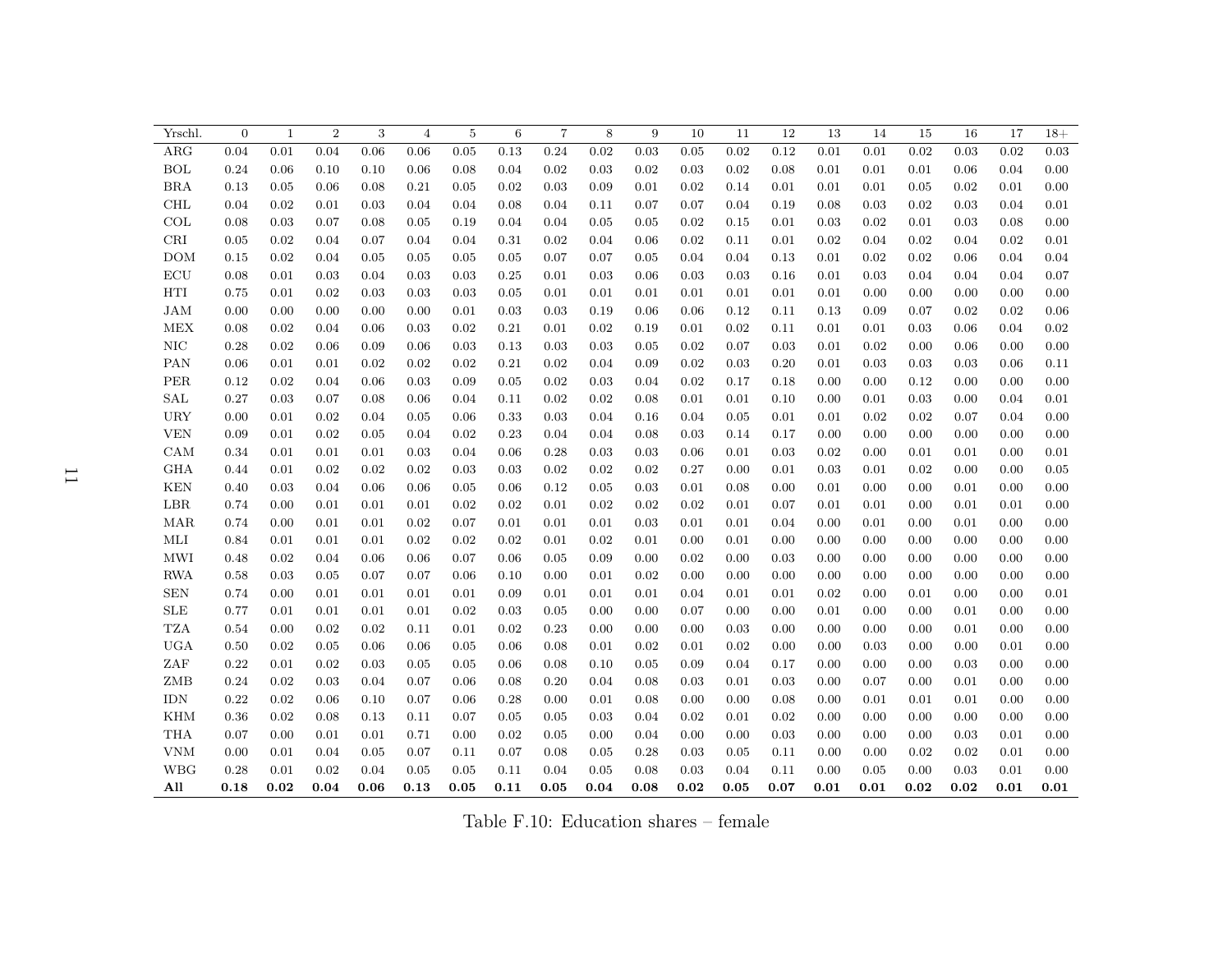| Yrschl. | 0 | 1 | 2 | 3 | 4 | 5 | 6 | 7 | 8 | 9 | 10 | 11 | 12 | 13 | 14 | 15 | 16 | 17 | 18+ |
|---|---|---|---|---|---|---|---|---|---|---|---|---|---|---|---|---|---|---|---|
| ARG | 0.04 | 0.01 | 0.04 | 0.06 | 0.06 | 0.05 | 0.13 | 0.24 | 0.02 | 0.03 | 0.05 | 0.02 | 0.12 | 0.01 | 0.01 | 0.02 | 0.03 | 0.02 | 0.03 |
| BOL | 0.24 | 0.06 | 0.10 | 0.10 | 0.06 | 0.08 | 0.04 | 0.02 | 0.03 | 0.02 | 0.03 | 0.02 | 0.08 | 0.01 | 0.01 | 0.01 | 0.06 | 0.04 | 0.00 |
| BRA | 0.13 | 0.05 | 0.06 | 0.08 | 0.21 | 0.05 | 0.02 | 0.03 | 0.09 | 0.01 | 0.02 | 0.14 | 0.01 | 0.01 | 0.01 | 0.05 | 0.02 | 0.01 | 0.00 |
| CHL | 0.04 | 0.02 | 0.01 | 0.03 | 0.04 | 0.04 | 0.08 | 0.04 | 0.11 | 0.07 | 0.07 | 0.04 | 0.19 | 0.08 | 0.03 | 0.02 | 0.03 | 0.04 | 0.01 |
| COL | 0.08 | 0.03 | 0.07 | 0.08 | 0.05 | 0.19 | 0.04 | 0.04 | 0.05 | 0.05 | 0.02 | 0.15 | 0.01 | 0.03 | 0.02 | 0.01 | 0.03 | 0.08 | 0.00 |
| CRI | 0.05 | 0.02 | 0.04 | 0.07 | 0.04 | 0.04 | 0.31 | 0.02 | 0.04 | 0.06 | 0.02 | 0.11 | 0.01 | 0.02 | 0.04 | 0.02 | 0.04 | 0.02 | 0.01 |
| DOM | 0.15 | 0.02 | 0.04 | 0.05 | 0.05 | 0.05 | 0.05 | 0.07 | 0.07 | 0.05 | 0.04 | 0.04 | 0.13 | 0.01 | 0.02 | 0.02 | 0.06 | 0.04 | 0.04 |
| ECU | 0.08 | 0.01 | 0.03 | 0.04 | 0.03 | 0.03 | 0.25 | 0.01 | 0.03 | 0.06 | 0.03 | 0.03 | 0.16 | 0.01 | 0.03 | 0.04 | 0.04 | 0.04 | 0.07 |
| HTI | 0.75 | 0.01 | 0.02 | 0.03 | 0.03 | 0.03 | 0.05 | 0.01 | 0.01 | 0.01 | 0.01 | 0.01 | 0.01 | 0.01 | 0.00 | 0.00 | 0.00 | 0.00 | 0.00 |
| JAM | 0.00 | 0.00 | 0.00 | 0.00 | 0.00 | 0.01 | 0.03 | 0.03 | 0.19 | 0.06 | 0.06 | 0.12 | 0.11 | 0.13 | 0.09 | 0.07 | 0.02 | 0.02 | 0.06 |
| MEX | 0.08 | 0.02 | 0.04 | 0.06 | 0.03 | 0.02 | 0.21 | 0.01 | 0.02 | 0.19 | 0.01 | 0.02 | 0.11 | 0.01 | 0.01 | 0.03 | 0.06 | 0.04 | 0.02 |
| NIC | 0.28 | 0.02 | 0.06 | 0.09 | 0.06 | 0.03 | 0.13 | 0.03 | 0.03 | 0.05 | 0.02 | 0.07 | 0.03 | 0.01 | 0.02 | 0.00 | 0.06 | 0.00 | 0.00 |
| PAN | 0.06 | 0.01 | 0.01 | 0.02 | 0.02 | 0.02 | 0.21 | 0.02 | 0.04 | 0.09 | 0.02 | 0.03 | 0.20 | 0.01 | 0.03 | 0.03 | 0.03 | 0.06 | 0.11 |
| PER | 0.12 | 0.02 | 0.04 | 0.06 | 0.03 | 0.09 | 0.05 | 0.02 | 0.03 | 0.04 | 0.02 | 0.17 | 0.18 | 0.00 | 0.00 | 0.12 | 0.00 | 0.00 | 0.00 |
| SAL | 0.27 | 0.03 | 0.07 | 0.08 | 0.06 | 0.04 | 0.11 | 0.02 | 0.02 | 0.08 | 0.01 | 0.01 | 0.10 | 0.00 | 0.01 | 0.03 | 0.00 | 0.04 | 0.01 |
| URY | 0.00 | 0.01 | 0.02 | 0.04 | 0.05 | 0.06 | 0.33 | 0.03 | 0.04 | 0.16 | 0.04 | 0.05 | 0.01 | 0.01 | 0.02 | 0.02 | 0.07 | 0.04 | 0.00 |
| VEN | 0.09 | 0.01 | 0.02 | 0.05 | 0.04 | 0.02 | 0.23 | 0.04 | 0.04 | 0.08 | 0.03 | 0.14 | 0.17 | 0.00 | 0.00 | 0.00 | 0.00 | 0.00 | 0.00 |
| CAM | 0.34 | 0.01 | 0.01 | 0.01 | 0.03 | 0.04 | 0.06 | 0.28 | 0.03 | 0.03 | 0.06 | 0.01 | 0.03 | 0.02 | 0.00 | 0.01 | 0.01 | 0.00 | 0.01 |
| GHA | 0.44 | 0.01 | 0.02 | 0.02 | 0.02 | 0.03 | 0.03 | 0.02 | 0.02 | 0.02 | 0.27 | 0.00 | 0.01 | 0.03 | 0.01 | 0.02 | 0.00 | 0.00 | 0.05 |
| KEN | 0.40 | 0.03 | 0.04 | 0.06 | 0.06 | 0.05 | 0.06 | 0.12 | 0.05 | 0.03 | 0.01 | 0.08 | 0.00 | 0.01 | 0.00 | 0.00 | 0.01 | 0.00 | 0.00 |
| LBR | 0.74 | 0.00 | 0.01 | 0.01 | 0.01 | 0.02 | 0.02 | 0.01 | 0.02 | 0.02 | 0.02 | 0.01 | 0.07 | 0.01 | 0.01 | 0.00 | 0.01 | 0.01 | 0.00 |
| MAR | 0.74 | 0.00 | 0.01 | 0.01 | 0.02 | 0.07 | 0.01 | 0.01 | 0.01 | 0.03 | 0.01 | 0.01 | 0.04 | 0.00 | 0.01 | 0.00 | 0.01 | 0.00 | 0.00 |
| MLI | 0.84 | 0.01 | 0.01 | 0.01 | 0.02 | 0.02 | 0.02 | 0.01 | 0.02 | 0.01 | 0.00 | 0.01 | 0.00 | 0.00 | 0.00 | 0.00 | 0.00 | 0.00 | 0.00 |
| MWI | 0.48 | 0.02 | 0.04 | 0.06 | 0.06 | 0.07 | 0.06 | 0.05 | 0.09 | 0.00 | 0.02 | 0.00 | 0.03 | 0.00 | 0.00 | 0.00 | 0.00 | 0.00 | 0.00 |
| RWA | 0.58 | 0.03 | 0.05 | 0.07 | 0.07 | 0.06 | 0.10 | 0.00 | 0.01 | 0.02 | 0.00 | 0.00 | 0.00 | 0.00 | 0.00 | 0.00 | 0.00 | 0.00 | 0.00 |
| SEN | 0.74 | 0.00 | 0.01 | 0.01 | 0.01 | 0.01 | 0.09 | 0.01 | 0.01 | 0.01 | 0.04 | 0.01 | 0.01 | 0.02 | 0.00 | 0.01 | 0.00 | 0.00 | 0.01 |
| SLE | 0.77 | 0.01 | 0.01 | 0.01 | 0.01 | 0.02 | 0.03 | 0.05 | 0.00 | 0.00 | 0.07 | 0.00 | 0.00 | 0.01 | 0.00 | 0.00 | 0.01 | 0.00 | 0.00 |
| TZA | 0.54 | 0.00 | 0.02 | 0.02 | 0.11 | 0.01 | 0.02 | 0.23 | 0.00 | 0.00 | 0.00 | 0.03 | 0.00 | 0.00 | 0.00 | 0.00 | 0.01 | 0.00 | 0.00 |
| UGA | 0.50 | 0.02 | 0.05 | 0.06 | 0.06 | 0.05 | 0.06 | 0.08 | 0.01 | 0.02 | 0.01 | 0.02 | 0.00 | 0.00 | 0.03 | 0.00 | 0.00 | 0.01 | 0.00 |
| ZAF | 0.22 | 0.01 | 0.02 | 0.03 | 0.05 | 0.05 | 0.06 | 0.08 | 0.10 | 0.05 | 0.09 | 0.04 | 0.17 | 0.00 | 0.00 | 0.00 | 0.03 | 0.00 | 0.00 |
| ZMB | 0.24 | 0.02 | 0.03 | 0.04 | 0.07 | 0.06 | 0.08 | 0.20 | 0.04 | 0.08 | 0.03 | 0.01 | 0.03 | 0.00 | 0.07 | 0.00 | 0.01 | 0.00 | 0.00 |
| IDN | 0.22 | 0.02 | 0.06 | 0.10 | 0.07 | 0.06 | 0.28 | 0.00 | 0.01 | 0.08 | 0.00 | 0.00 | 0.08 | 0.00 | 0.01 | 0.01 | 0.01 | 0.00 | 0.00 |
| KHM | 0.36 | 0.02 | 0.08 | 0.13 | 0.11 | 0.07 | 0.05 | 0.05 | 0.03 | 0.04 | 0.02 | 0.01 | 0.02 | 0.00 | 0.00 | 0.00 | 0.00 | 0.00 | 0.00 |
| THA | 0.07 | 0.00 | 0.01 | 0.01 | 0.71 | 0.00 | 0.02 | 0.05 | 0.00 | 0.04 | 0.00 | 0.00 | 0.03 | 0.00 | 0.00 | 0.00 | 0.03 | 0.01 | 0.00 |
| VNM | 0.00 | 0.01 | 0.04 | 0.05 | 0.07 | 0.11 | 0.07 | 0.08 | 0.05 | 0.28 | 0.03 | 0.05 | 0.11 | 0.00 | 0.00 | 0.02 | 0.02 | 0.01 | 0.00 |
| WBG | 0.28 | 0.01 | 0.02 | 0.04 | 0.05 | 0.05 | 0.11 | 0.04 | 0.05 | 0.08 | 0.03 | 0.04 | 0.11 | 0.00 | 0.05 | 0.00 | 0.03 | 0.01 | 0.00 |
| **All** | **0.18** | **0.02** | **0.04** | **0.06** | **0.13** | **0.05** | **0.11** | **0.05** | **0.04** | **0.08** | **0.02** | **0.05** | **0.07** | **0.01** | **0.01** | **0.02** | **0.02** | **0.01** | **0.01** |

Table F.10: Education shares – female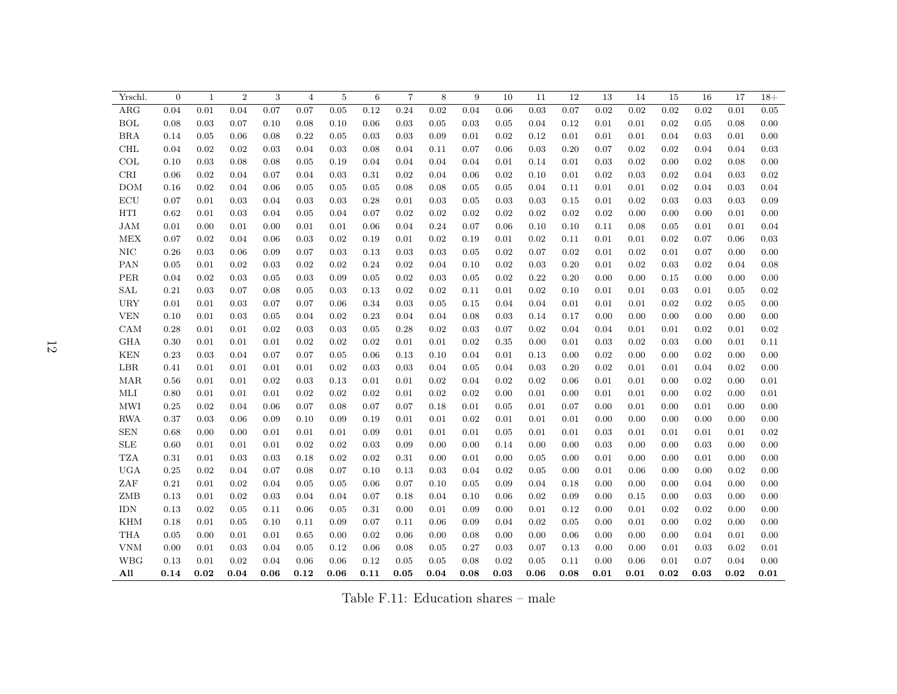| Yrschl. | 0 | 1 | 2 | 3 | 4 | 5 | 6 | 7 | 8 | 9 | 10 | 11 | 12 | 13 | 14 | 15 | 16 | 17 | 18+ |
|---|---|---|---|---|---|---|---|---|---|---|---|---|---|---|---|---|---|---|---|
| ARG | 0.04 | 0.01 | 0.04 | 0.07 | 0.07 | 0.05 | 0.12 | 0.24 | 0.02 | 0.04 | 0.06 | 0.03 | 0.07 | 0.02 | 0.02 | 0.02 | 0.02 | 0.01 | 0.05 |
| BOL | 0.08 | 0.03 | 0.07 | 0.10 | 0.08 | 0.10 | 0.06 | 0.03 | 0.05 | 0.03 | 0.05 | 0.04 | 0.12 | 0.01 | 0.01 | 0.02 | 0.05 | 0.08 | 0.00 |
| BRA | 0.14 | 0.05 | 0.06 | 0.08 | 0.22 | 0.05 | 0.03 | 0.03 | 0.09 | 0.01 | 0.02 | 0.12 | 0.01 | 0.01 | 0.01 | 0.04 | 0.03 | 0.01 | 0.00 |
| CHL | 0.04 | 0.02 | 0.02 | 0.03 | 0.04 | 0.03 | 0.08 | 0.04 | 0.11 | 0.07 | 0.06 | 0.03 | 0.20 | 0.07 | 0.02 | 0.02 | 0.04 | 0.04 | 0.03 |
| COL | 0.10 | 0.03 | 0.08 | 0.08 | 0.05 | 0.19 | 0.04 | 0.04 | 0.04 | 0.04 | 0.01 | 0.14 | 0.01 | 0.03 | 0.02 | 0.00 | 0.02 | 0.08 | 0.00 |
| CRI | 0.06 | 0.02 | 0.04 | 0.07 | 0.04 | 0.03 | 0.31 | 0.02 | 0.04 | 0.06 | 0.02 | 0.10 | 0.01 | 0.02 | 0.03 | 0.02 | 0.04 | 0.03 | 0.02 |
| DOM | 0.16 | 0.02 | 0.04 | 0.06 | 0.05 | 0.05 | 0.05 | 0.08 | 0.08 | 0.05 | 0.05 | 0.04 | 0.11 | 0.01 | 0.01 | 0.02 | 0.04 | 0.03 | 0.04 |
| ECU | 0.07 | 0.01 | 0.03 | 0.04 | 0.03 | 0.03 | 0.28 | 0.01 | 0.03 | 0.05 | 0.03 | 0.03 | 0.15 | 0.01 | 0.02 | 0.03 | 0.03 | 0.03 | 0.09 |
| HTI | 0.62 | 0.01 | 0.03 | 0.04 | 0.05 | 0.04 | 0.07 | 0.02 | 0.02 | 0.02 | 0.02 | 0.02 | 0.02 | 0.02 | 0.00 | 0.00 | 0.00 | 0.01 | 0.00 |
| JAM | 0.01 | 0.00 | 0.01 | 0.00 | 0.01 | 0.01 | 0.06 | 0.04 | 0.24 | 0.07 | 0.06 | 0.10 | 0.10 | 0.11 | 0.08 | 0.05 | 0.01 | 0.01 | 0.04 |
| MEX | 0.07 | 0.02 | 0.04 | 0.06 | 0.03 | 0.02 | 0.19 | 0.01 | 0.02 | 0.19 | 0.01 | 0.02 | 0.11 | 0.01 | 0.01 | 0.02 | 0.07 | 0.06 | 0.03 |
| NIC | 0.26 | 0.03 | 0.06 | 0.09 | 0.07 | 0.03 | 0.13 | 0.03 | 0.03 | 0.05 | 0.02 | 0.07 | 0.02 | 0.01 | 0.02 | 0.01 | 0.07 | 0.00 | 0.00 |
| PAN | 0.05 | 0.01 | 0.02 | 0.03 | 0.02 | 0.02 | 0.24 | 0.02 | 0.04 | 0.10 | 0.02 | 0.03 | 0.20 | 0.01 | 0.02 | 0.03 | 0.02 | 0.04 | 0.08 |
| PER | 0.04 | 0.02 | 0.03 | 0.05 | 0.03 | 0.09 | 0.05 | 0.02 | 0.03 | 0.05 | 0.02 | 0.22 | 0.20 | 0.00 | 0.00 | 0.15 | 0.00 | 0.00 | 0.00 |
| SAL | 0.21 | 0.03 | 0.07 | 0.08 | 0.05 | 0.03 | 0.13 | 0.02 | 0.02 | 0.11 | 0.01 | 0.02 | 0.10 | 0.01 | 0.01 | 0.03 | 0.01 | 0.05 | 0.02 |
| URY | 0.01 | 0.01 | 0.03 | 0.07 | 0.07 | 0.06 | 0.34 | 0.03 | 0.05 | 0.15 | 0.04 | 0.04 | 0.01 | 0.01 | 0.01 | 0.02 | 0.02 | 0.05 | 0.00 |
| VEN | 0.10 | 0.01 | 0.03 | 0.05 | 0.04 | 0.02 | 0.23 | 0.04 | 0.04 | 0.08 | 0.03 | 0.14 | 0.17 | 0.00 | 0.00 | 0.00 | 0.00 | 0.00 | 0.00 |
| CAM | 0.28 | 0.01 | 0.01 | 0.02 | 0.03 | 0.03 | 0.05 | 0.28 | 0.02 | 0.03 | 0.07 | 0.02 | 0.04 | 0.04 | 0.01 | 0.01 | 0.02 | 0.01 | 0.02 |
| GHA | 0.30 | 0.01 | 0.01 | 0.01 | 0.02 | 0.02 | 0.02 | 0.01 | 0.01 | 0.02 | 0.35 | 0.00 | 0.01 | 0.03 | 0.02 | 0.03 | 0.00 | 0.01 | 0.11 |
| KEN | 0.23 | 0.03 | 0.04 | 0.07 | 0.07 | 0.05 | 0.06 | 0.13 | 0.10 | 0.04 | 0.01 | 0.13 | 0.00 | 0.02 | 0.00 | 0.00 | 0.02 | 0.00 | 0.00 |
| LBR | 0.41 | 0.01 | 0.01 | 0.01 | 0.01 | 0.02 | 0.03 | 0.03 | 0.04 | 0.05 | 0.04 | 0.03 | 0.20 | 0.02 | 0.01 | 0.01 | 0.04 | 0.02 | 0.00 |
| MAR | 0.56 | 0.01 | 0.01 | 0.02 | 0.03 | 0.13 | 0.01 | 0.01 | 0.02 | 0.04 | 0.02 | 0.02 | 0.06 | 0.01 | 0.01 | 0.00 | 0.02 | 0.00 | 0.01 |
| MLI | 0.80 | 0.01 | 0.01 | 0.01 | 0.02 | 0.02 | 0.02 | 0.01 | 0.02 | 0.02 | 0.00 | 0.01 | 0.00 | 0.01 | 0.01 | 0.00 | 0.02 | 0.00 | 0.01 |
| MWI | 0.25 | 0.02 | 0.04 | 0.06 | 0.07 | 0.08 | 0.07 | 0.07 | 0.18 | 0.01 | 0.05 | 0.01 | 0.07 | 0.00 | 0.01 | 0.00 | 0.01 | 0.00 | 0.00 |
| RWA | 0.37 | 0.03 | 0.06 | 0.09 | 0.10 | 0.09 | 0.19 | 0.01 | 0.01 | 0.02 | 0.01 | 0.01 | 0.01 | 0.00 | 0.00 | 0.00 | 0.00 | 0.00 | 0.00 |
| SEN | 0.68 | 0.00 | 0.00 | 0.01 | 0.01 | 0.01 | 0.09 | 0.01 | 0.01 | 0.01 | 0.05 | 0.01 | 0.01 | 0.03 | 0.01 | 0.01 | 0.01 | 0.01 | 0.02 |
| SLE | 0.60 | 0.01 | 0.01 | 0.01 | 0.02 | 0.02 | 0.03 | 0.09 | 0.00 | 0.00 | 0.14 | 0.00 | 0.00 | 0.03 | 0.00 | 0.00 | 0.03 | 0.00 | 0.00 |
| TZA | 0.31 | 0.01 | 0.03 | 0.03 | 0.18 | 0.02 | 0.02 | 0.31 | 0.00 | 0.01 | 0.00 | 0.05 | 0.00 | 0.01 | 0.00 | 0.00 | 0.01 | 0.00 | 0.00 |
| UGA | 0.25 | 0.02 | 0.04 | 0.07 | 0.08 | 0.07 | 0.10 | 0.13 | 0.03 | 0.04 | 0.02 | 0.05 | 0.00 | 0.01 | 0.06 | 0.00 | 0.00 | 0.02 | 0.00 |
| ZAF | 0.21 | 0.01 | 0.02 | 0.04 | 0.05 | 0.05 | 0.06 | 0.07 | 0.10 | 0.05 | 0.09 | 0.04 | 0.18 | 0.00 | 0.00 | 0.00 | 0.04 | 0.00 | 0.00 |
| ZMB | 0.13 | 0.01 | 0.02 | 0.03 | 0.04 | 0.04 | 0.07 | 0.18 | 0.04 | 0.10 | 0.06 | 0.02 | 0.09 | 0.00 | 0.15 | 0.00 | 0.03 | 0.00 | 0.00 |
| IDN | 0.13 | 0.02 | 0.05 | 0.11 | 0.06 | 0.05 | 0.31 | 0.00 | 0.01 | 0.09 | 0.00 | 0.01 | 0.12 | 0.00 | 0.01 | 0.02 | 0.02 | 0.00 | 0.00 |
| KHM | 0.18 | 0.01 | 0.05 | 0.10 | 0.11 | 0.09 | 0.07 | 0.11 | 0.06 | 0.09 | 0.04 | 0.02 | 0.05 | 0.00 | 0.01 | 0.00 | 0.02 | 0.00 | 0.00 |
| THA | 0.05 | 0.00 | 0.01 | 0.01 | 0.65 | 0.00 | 0.02 | 0.06 | 0.00 | 0.08 | 0.00 | 0.00 | 0.06 | 0.00 | 0.00 | 0.00 | 0.04 | 0.01 | 0.00 |
| VNM | 0.00 | 0.01 | 0.03 | 0.04 | 0.05 | 0.12 | 0.06 | 0.08 | 0.05 | 0.27 | 0.03 | 0.07 | 0.13 | 0.00 | 0.00 | 0.01 | 0.03 | 0.02 | 0.01 |
| WBG | 0.13 | 0.01 | 0.02 | 0.04 | 0.06 | 0.06 | 0.12 | 0.05 | 0.05 | 0.08 | 0.02 | 0.05 | 0.11 | 0.00 | 0.06 | 0.01 | 0.07 | 0.04 | 0.00 |
| **All** | **0.14** | **0.02** | **0.04** | **0.06** | **0.12** | **0.06** | **0.11** | **0.05** | **0.04** | **0.08** | **0.03** | **0.06** | **0.08** | **0.01** | **0.01** | **0.02** | **0.03** | **0.02** | **0.01** |

Table F.11: Education shares – male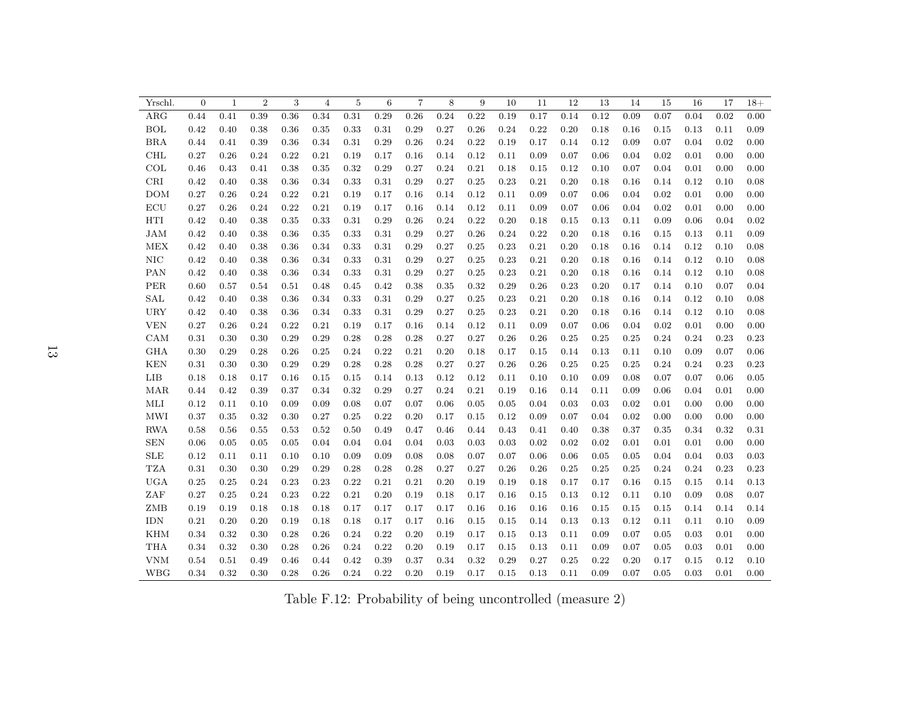| Yrschl. | 0 | 1 | 2 | 3 | 4 | 5 | 6 | 7 | 8 | 9 | 10 | 11 | 12 | 13 | 14 | 15 | 16 | 17 | 18+ |
|---|---|---|---|---|---|---|---|---|---|---|---|---|---|---|---|---|---|---|---|
| ARG | 0.44 | 0.41 | 0.39 | 0.36 | 0.34 | 0.31 | 0.29 | 0.26 | 0.24 | 0.22 | 0.19 | 0.17 | 0.14 | 0.12 | 0.09 | 0.07 | 0.04 | 0.02 | 0.00 |
| BOL | 0.42 | 0.40 | 0.38 | 0.36 | 0.35 | 0.33 | 0.31 | 0.29 | 0.27 | 0.26 | 0.24 | 0.22 | 0.20 | 0.18 | 0.16 | 0.15 | 0.13 | 0.11 | 0.09 |
| BRA | 0.44 | 0.41 | 0.39 | 0.36 | 0.34 | 0.31 | 0.29 | 0.26 | 0.24 | 0.22 | 0.19 | 0.17 | 0.14 | 0.12 | 0.09 | 0.07 | 0.04 | 0.02 | 0.00 |
| CHL | 0.27 | 0.26 | 0.24 | 0.22 | 0.21 | 0.19 | 0.17 | 0.16 | 0.14 | 0.12 | 0.11 | 0.09 | 0.07 | 0.06 | 0.04 | 0.02 | 0.01 | 0.00 | 0.00 |
| COL | 0.46 | 0.43 | 0.41 | 0.38 | 0.35 | 0.32 | 0.29 | 0.27 | 0.24 | 0.21 | 0.18 | 0.15 | 0.12 | 0.10 | 0.07 | 0.04 | 0.01 | 0.00 | 0.00 |
| CRI | 0.42 | 0.40 | 0.38 | 0.36 | 0.34 | 0.33 | 0.31 | 0.29 | 0.27 | 0.25 | 0.23 | 0.21 | 0.20 | 0.18 | 0.16 | 0.14 | 0.12 | 0.10 | 0.08 |
| DOM | 0.27 | 0.26 | 0.24 | 0.22 | 0.21 | 0.19 | 0.17 | 0.16 | 0.14 | 0.12 | 0.11 | 0.09 | 0.07 | 0.06 | 0.04 | 0.02 | 0.01 | 0.00 | 0.00 |
| ECU | 0.27 | 0.26 | 0.24 | 0.22 | 0.21 | 0.19 | 0.17 | 0.16 | 0.14 | 0.12 | 0.11 | 0.09 | 0.07 | 0.06 | 0.04 | 0.02 | 0.01 | 0.00 | 0.00 |
| HTI | 0.42 | 0.40 | 0.38 | 0.35 | 0.33 | 0.31 | 0.29 | 0.26 | 0.24 | 0.22 | 0.20 | 0.18 | 0.15 | 0.13 | 0.11 | 0.09 | 0.06 | 0.04 | 0.02 |
| JAM | 0.42 | 0.40 | 0.38 | 0.36 | 0.35 | 0.33 | 0.31 | 0.29 | 0.27 | 0.26 | 0.24 | 0.22 | 0.20 | 0.18 | 0.16 | 0.15 | 0.13 | 0.11 | 0.09 |
| MEX | 0.42 | 0.40 | 0.38 | 0.36 | 0.34 | 0.33 | 0.31 | 0.29 | 0.27 | 0.25 | 0.23 | 0.21 | 0.20 | 0.18 | 0.16 | 0.14 | 0.12 | 0.10 | 0.08 |
| NIC | 0.42 | 0.40 | 0.38 | 0.36 | 0.34 | 0.33 | 0.31 | 0.29 | 0.27 | 0.25 | 0.23 | 0.21 | 0.20 | 0.18 | 0.16 | 0.14 | 0.12 | 0.10 | 0.08 |
| PAN | 0.42 | 0.40 | 0.38 | 0.36 | 0.34 | 0.33 | 0.31 | 0.29 | 0.27 | 0.25 | 0.23 | 0.21 | 0.20 | 0.18 | 0.16 | 0.14 | 0.12 | 0.10 | 0.08 |
| PER | 0.60 | 0.57 | 0.54 | 0.51 | 0.48 | 0.45 | 0.42 | 0.38 | 0.35 | 0.32 | 0.29 | 0.26 | 0.23 | 0.20 | 0.17 | 0.14 | 0.10 | 0.07 | 0.04 |
| SAL | 0.42 | 0.40 | 0.38 | 0.36 | 0.34 | 0.33 | 0.31 | 0.29 | 0.27 | 0.25 | 0.23 | 0.21 | 0.20 | 0.18 | 0.16 | 0.14 | 0.12 | 0.10 | 0.08 |
| URY | 0.42 | 0.40 | 0.38 | 0.36 | 0.34 | 0.33 | 0.31 | 0.29 | 0.27 | 0.25 | 0.23 | 0.21 | 0.20 | 0.18 | 0.16 | 0.14 | 0.12 | 0.10 | 0.08 |
| VEN | 0.27 | 0.26 | 0.24 | 0.22 | 0.21 | 0.19 | 0.17 | 0.16 | 0.14 | 0.12 | 0.11 | 0.09 | 0.07 | 0.06 | 0.04 | 0.02 | 0.01 | 0.00 | 0.00 |
| CAM | 0.31 | 0.30 | 0.30 | 0.29 | 0.29 | 0.28 | 0.28 | 0.28 | 0.27 | 0.27 | 0.26 | 0.26 | 0.25 | 0.25 | 0.25 | 0.24 | 0.24 | 0.23 | 0.23 |
| GHA | 0.30 | 0.29 | 0.28 | 0.26 | 0.25 | 0.24 | 0.22 | 0.21 | 0.20 | 0.18 | 0.17 | 0.15 | 0.14 | 0.13 | 0.11 | 0.10 | 0.09 | 0.07 | 0.06 |
| KEN | 0.31 | 0.30 | 0.30 | 0.29 | 0.29 | 0.28 | 0.28 | 0.28 | 0.27 | 0.27 | 0.26 | 0.26 | 0.25 | 0.25 | 0.25 | 0.24 | 0.24 | 0.23 | 0.23 |
| LIB | 0.18 | 0.18 | 0.17 | 0.16 | 0.15 | 0.15 | 0.14 | 0.13 | 0.12 | 0.12 | 0.11 | 0.10 | 0.10 | 0.09 | 0.08 | 0.07 | 0.07 | 0.06 | 0.05 |
| MAR | 0.44 | 0.42 | 0.39 | 0.37 | 0.34 | 0.32 | 0.29 | 0.27 | 0.24 | 0.21 | 0.19 | 0.16 | 0.14 | 0.11 | 0.09 | 0.06 | 0.04 | 0.01 | 0.00 |
| MLI | 0.12 | 0.11 | 0.10 | 0.09 | 0.09 | 0.08 | 0.07 | 0.07 | 0.06 | 0.05 | 0.05 | 0.04 | 0.03 | 0.03 | 0.02 | 0.01 | 0.00 | 0.00 | 0.00 |
| MWI | 0.37 | 0.35 | 0.32 | 0.30 | 0.27 | 0.25 | 0.22 | 0.20 | 0.17 | 0.15 | 0.12 | 0.09 | 0.07 | 0.04 | 0.02 | 0.00 | 0.00 | 0.00 | 0.00 |
| RWA | 0.58 | 0.56 | 0.55 | 0.53 | 0.52 | 0.50 | 0.49 | 0.47 | 0.46 | 0.44 | 0.43 | 0.41 | 0.40 | 0.38 | 0.37 | 0.35 | 0.34 | 0.32 | 0.31 |
| SEN | 0.06 | 0.05 | 0.05 | 0.05 | 0.04 | 0.04 | 0.04 | 0.04 | 0.03 | 0.03 | 0.03 | 0.02 | 0.02 | 0.02 | 0.01 | 0.01 | 0.01 | 0.00 | 0.00 |
| SLE | 0.12 | 0.11 | 0.11 | 0.10 | 0.10 | 0.09 | 0.09 | 0.08 | 0.08 | 0.07 | 0.07 | 0.06 | 0.06 | 0.05 | 0.05 | 0.04 | 0.04 | 0.03 | 0.03 |
| TZA | 0.31 | 0.30 | 0.30 | 0.29 | 0.29 | 0.28 | 0.28 | 0.28 | 0.27 | 0.27 | 0.26 | 0.26 | 0.25 | 0.25 | 0.25 | 0.24 | 0.24 | 0.23 | 0.23 |
| UGA | 0.25 | 0.25 | 0.24 | 0.23 | 0.23 | 0.22 | 0.21 | 0.21 | 0.20 | 0.19 | 0.19 | 0.18 | 0.17 | 0.17 | 0.16 | 0.15 | 0.15 | 0.14 | 0.13 |
| ZAF | 0.27 | 0.25 | 0.24 | 0.23 | 0.22 | 0.21 | 0.20 | 0.19 | 0.18 | 0.17 | 0.16 | 0.15 | 0.13 | 0.12 | 0.11 | 0.10 | 0.09 | 0.08 | 0.07 |
| ZMB | 0.19 | 0.19 | 0.18 | 0.18 | 0.18 | 0.17 | 0.17 | 0.17 | 0.17 | 0.16 | 0.16 | 0.16 | 0.16 | 0.15 | 0.15 | 0.15 | 0.14 | 0.14 | 0.14 |
| IDN | 0.21 | 0.20 | 0.20 | 0.19 | 0.18 | 0.18 | 0.17 | 0.17 | 0.16 | 0.15 | 0.15 | 0.14 | 0.13 | 0.13 | 0.12 | 0.11 | 0.11 | 0.10 | 0.09 |
| KHM | 0.34 | 0.32 | 0.30 | 0.28 | 0.26 | 0.24 | 0.22 | 0.20 | 0.19 | 0.17 | 0.15 | 0.13 | 0.11 | 0.09 | 0.07 | 0.05 | 0.03 | 0.01 | 0.00 |
| THA | 0.34 | 0.32 | 0.30 | 0.28 | 0.26 | 0.24 | 0.22 | 0.20 | 0.19 | 0.17 | 0.15 | 0.13 | 0.11 | 0.09 | 0.07 | 0.05 | 0.03 | 0.01 | 0.00 |
| VNM | 0.54 | 0.51 | 0.49 | 0.46 | 0.44 | 0.42 | 0.39 | 0.37 | 0.34 | 0.32 | 0.29 | 0.27 | 0.25 | 0.22 | 0.20 | 0.17 | 0.15 | 0.12 | 0.10 |
| WBG | 0.34 | 0.32 | 0.30 | 0.28 | 0.26 | 0.24 | 0.22 | 0.20 | 0.19 | 0.17 | 0.15 | 0.13 | 0.11 | 0.09 | 0.07 | 0.05 | 0.03 | 0.01 | 0.00 |

Table F.12: Probability of being uncontrolled (measure 2)